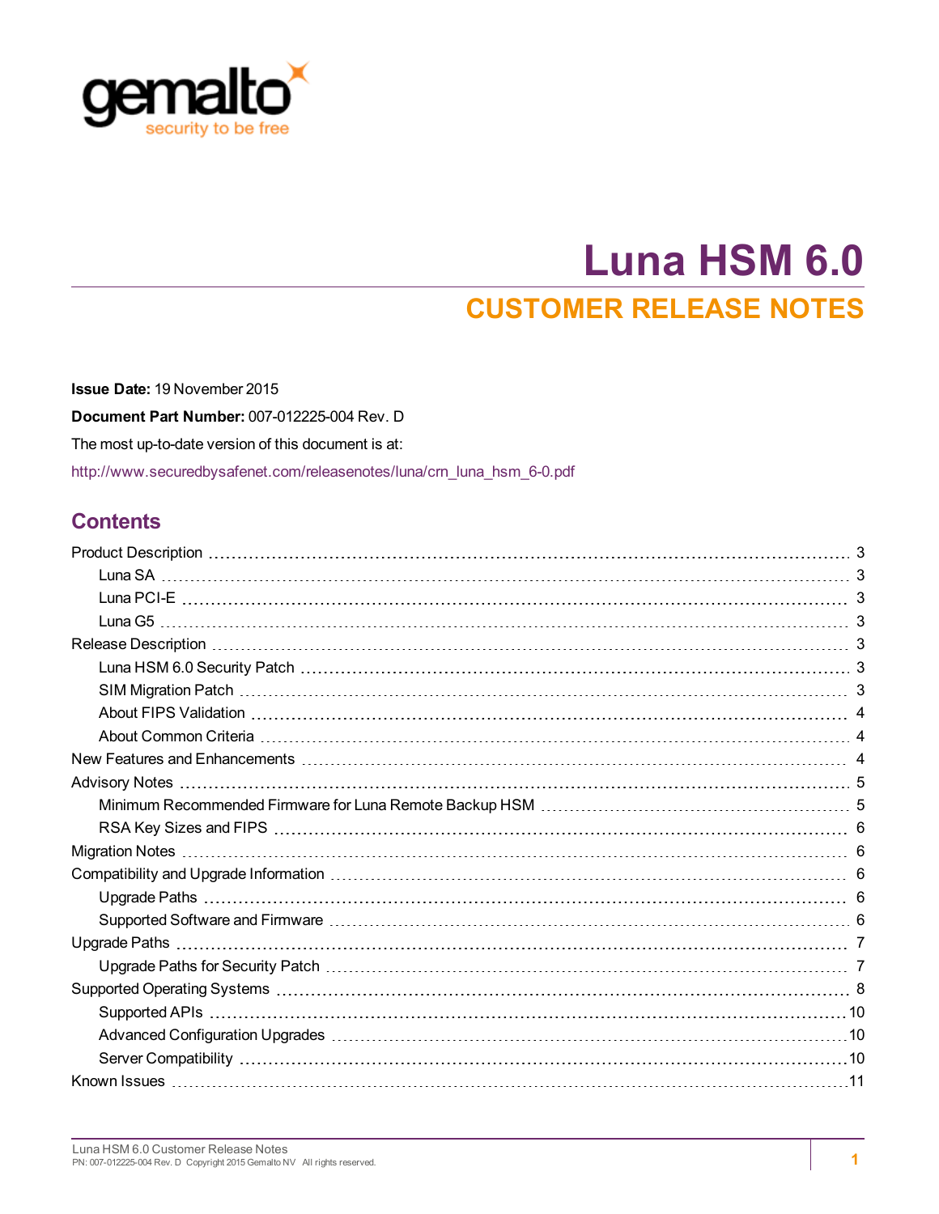gemalto
security to be free

# Luna HSM 6.0

## CUSTOMER RELEASE NOTES

**Issue Date:** 19 November 2015

**Document Part Number:** 007-012225-004 Rev. D

The most up-to-date version of this document is at:

http://www.securedbysafenet.com/releasenotes/luna/crn_luna_hsm_6-0.pdf

## Contents

- Product Description ... 3
  - Luna SA ... 3
  - Luna PCI-E ... 3
  - Luna G5 ... 3
- Release Description ... 3
  - Luna HSM 6.0 Security Patch ... 3
  - SIM Migration Patch ... 3
  - About FIPS Validation ... 4
  - About Common Criteria ... 4
- New Features and Enhancements ... 4
- Advisory Notes ... 5
  - Minimum Recommended Firmware for Luna Remote Backup HSM ... 5
  - RSA Key Sizes and FIPS ... 6
- Migration Notes ... 6
- Compatibility and Upgrade Information ... 6
  - Upgrade Paths ... 6
  - Supported Software and Firmware ... 6
- Upgrade Paths ... 7
  - Upgrade Paths for Security Patch ... 7
- Supported Operating Systems ... 8
  - Supported APIs ... 10
  - Advanced Configuration Upgrades ... 10
  - Server Compatibility ... 10
- Known Issues ... 11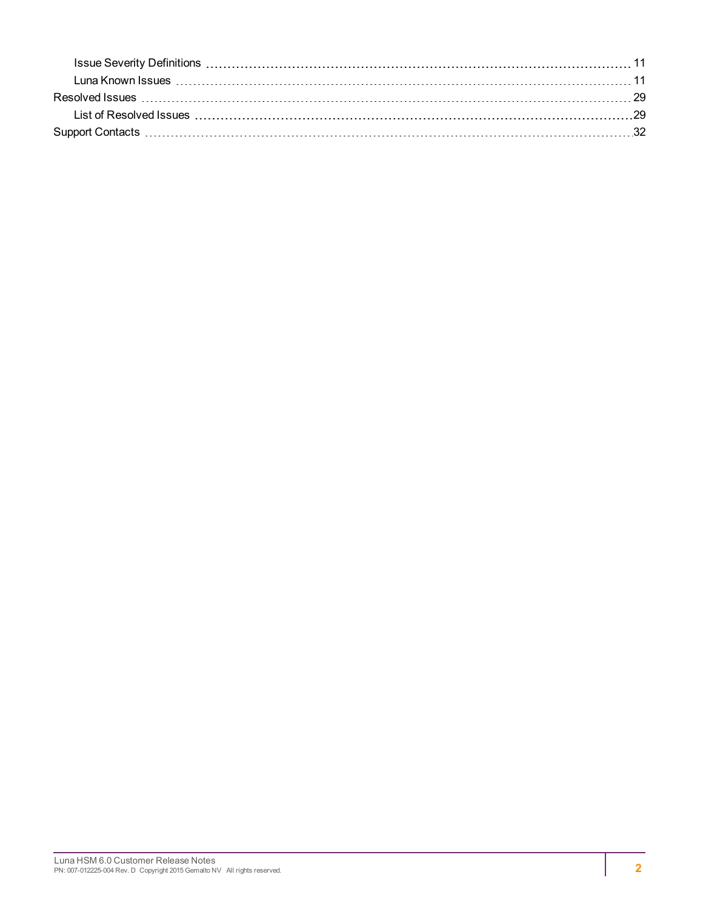- Issue Severity Definitions ........ 11
- Luna Known Issues ........ 11

Resolved Issues ........ 29

- List of Resolved Issues ........ 29

Support Contacts ........ 32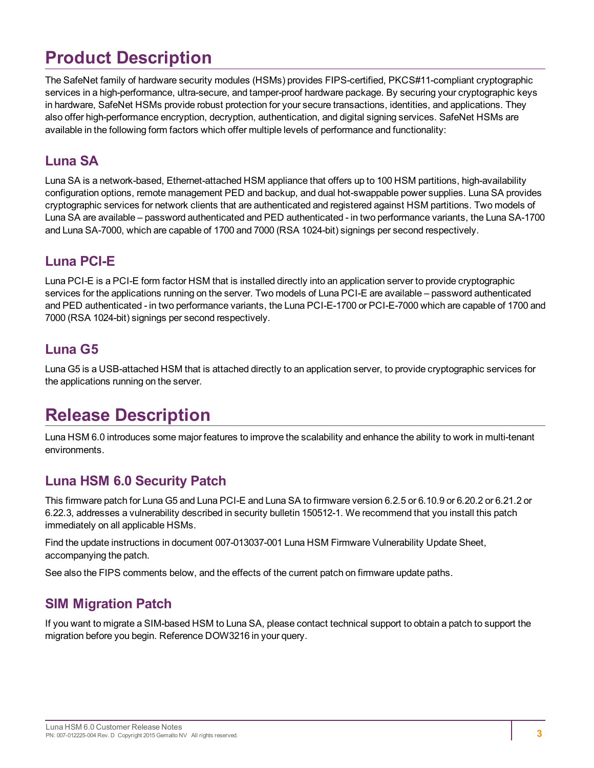# Product Description

The SafeNet family of hardware security modules (HSMs) provides FIPS-certified, PKCS#11-compliant cryptographic services in a high-performance, ultra-secure, and tamper-proof hardware package. By securing your cryptographic keys in hardware, SafeNet HSMs provide robust protection for your secure transactions, identities, and applications. They also offer high-performance encryption, decryption, authentication, and digital signing services. SafeNet HSMs are available in the following form factors which offer multiple levels of performance and functionality:

## Luna SA

Luna SA is a network-based, Ethernet-attached HSM appliance that offers up to 100 HSM partitions, high-availability configuration options, remote management PED and backup, and dual hot-swappable power supplies. Luna SA provides cryptographic services for network clients that are authenticated and registered against HSM partitions. Two models of Luna SA are available – password authenticated and PED authenticated - in two performance variants, the Luna SA-1700 and Luna SA-7000, which are capable of 1700 and 7000 (RSA 1024-bit) signings per second respectively.

## Luna PCI-E

Luna PCI-E is a PCI-E form factor HSM that is installed directly into an application server to provide cryptographic services for the applications running on the server. Two models of Luna PCI-E are available – password authenticated and PED authenticated - in two performance variants, the Luna PCI-E-1700 or PCI-E-7000 which are capable of 1700 and 7000 (RSA 1024-bit) signings per second respectively.

## Luna G5

Luna G5 is a USB-attached HSM that is attached directly to an application server, to provide cryptographic services for the applications running on the server.

# Release Description

Luna HSM 6.0 introduces some major features to improve the scalability and enhance the ability to work in multi-tenant environments.

## Luna HSM 6.0 Security Patch

This firmware patch for Luna G5 and Luna PCI-E and Luna SA to firmware version 6.2.5 or 6.10.9 or 6.20.2 or 6.21.2 or 6.22.3, addresses a vulnerability described in security bulletin 150512-1. We recommend that you install this patch immediately on all applicable HSMs.

Find the update instructions in document 007-013037-001 Luna HSM Firmware Vulnerability Update Sheet, accompanying the patch.

See also the FIPS comments below, and the effects of the current patch on firmware update paths.

## SIM Migration Patch

If you want to migrate a SIM-based HSM to Luna SA, please contact technical support to obtain a patch to support the migration before you begin. Reference DOW3216 in your query.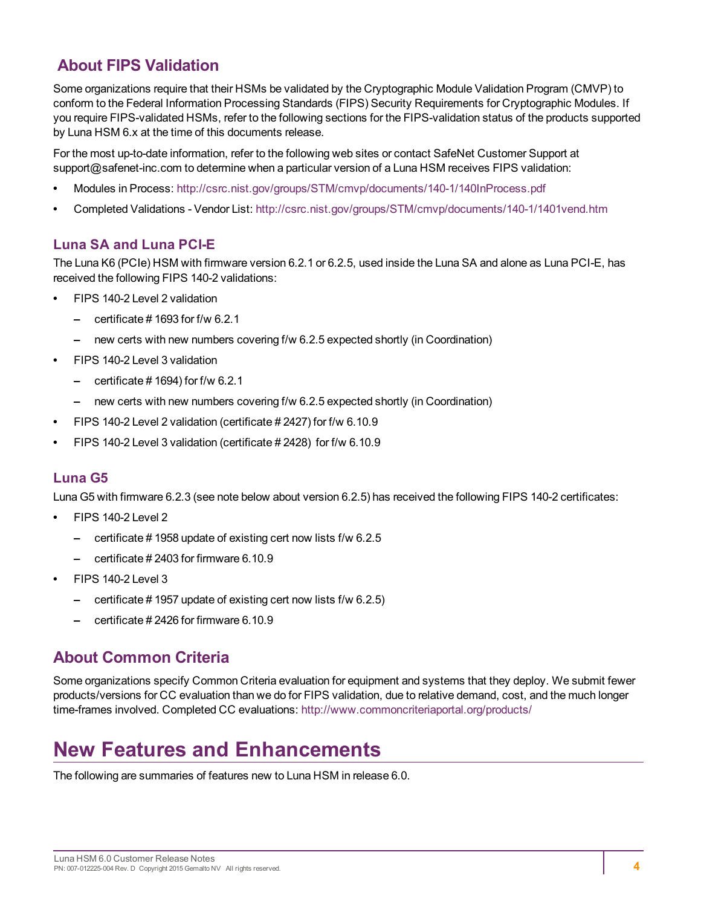## About FIPS Validation

Some organizations require that their HSMs be validated by the Cryptographic Module Validation Program (CMVP) to conform to the Federal Information Processing Standards (FIPS) Security Requirements for Cryptographic Modules. If you require FIPS-validated HSMs, refer to the following sections for the FIPS-validation status of the products supported by Luna HSM 6.x at the time of this documents release.

For the most up-to-date information, refer to the following web sites or contact SafeNet Customer Support at support@safenet-inc.com to determine when a particular version of a Luna HSM receives FIPS validation:

- Modules in Process: http://csrc.nist.gov/groups/STM/cmvp/documents/140-1/140InProcess.pdf
- Completed Validations - Vendor List: http://csrc.nist.gov/groups/STM/cmvp/documents/140-1/1401vend.htm

### Luna SA and Luna PCI-E

The Luna K6 (PCIe) HSM with firmware version 6.2.1 or 6.2.5, used inside the Luna SA and alone as Luna PCI-E, has received the following FIPS 140-2 validations:

- FIPS 140-2 Level 2 validation
  - certificate # 1693 for f/w 6.2.1
  - new certs with new numbers covering f/w 6.2.5 expected shortly (in Coordination)
- FIPS 140-2 Level 3 validation
  - certificate # 1694) for f/w 6.2.1
  - new certs with new numbers covering f/w 6.2.5 expected shortly (in Coordination)
- FIPS 140-2 Level 2 validation (certificate # 2427) for f/w 6.10.9
- FIPS 140-2 Level 3 validation (certificate # 2428) for f/w 6.10.9

### Luna G5

Luna G5 with firmware 6.2.3 (see note below about version 6.2.5) has received the following FIPS 140-2 certificates:

- FIPS 140-2 Level 2
  - certificate # 1958 update of existing cert now lists f/w 6.2.5
  - certificate # 2403 for firmware 6.10.9
- FIPS 140-2 Level 3
  - certificate # 1957 update of existing cert now lists f/w 6.2.5)
  - certificate # 2426 for firmware 6.10.9

## About Common Criteria

Some organizations specify Common Criteria evaluation for equipment and systems that they deploy. We submit fewer products/versions for CC evaluation than we do for FIPS validation, due to relative demand, cost, and the much longer time-frames involved. Completed CC evaluations: http://www.commoncriteriaportal.org/products/

# New Features and Enhancements

The following are summaries of features new to Luna HSM in release 6.0.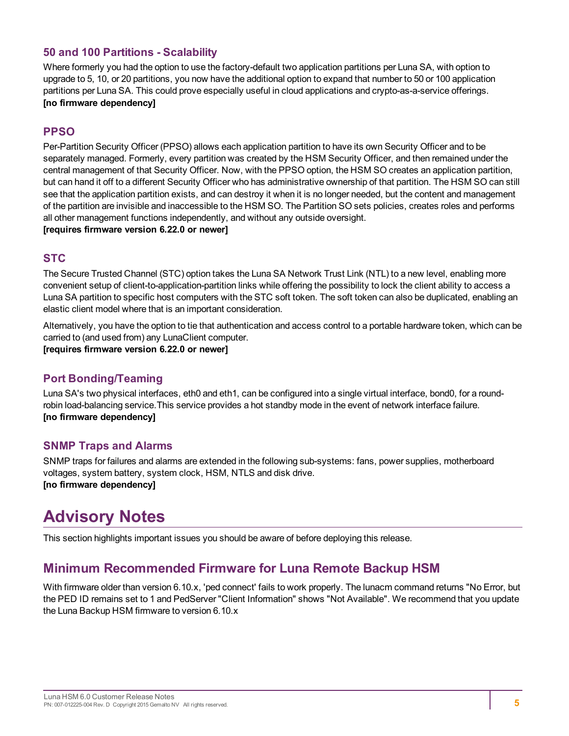### 50 and 100 Partitions - Scalability

Where formerly you had the option to use the factory-default two application partitions per Luna SA, with option to upgrade to 5, 10, or 20 partitions, you now have the additional option to expand that number to 50 or 100 application partitions per Luna SA. This could prove especially useful in cloud applications and crypto-as-a-service offerings.
**[no firmware dependency]**

### PPSO

Per-Partition Security Officer (PPSO) allows each application partition to have its own Security Officer and to be separately managed. Formerly, every partition was created by the HSM Security Officer, and then remained under the central management of that Security Officer. Now, with the PPSO option, the HSM SO creates an application partition, but can hand it off to a different Security Officer who has administrative ownership of that partition. The HSM SO can still see that the application partition exists, and can destroy it when it is no longer needed, but the content and management of the partition are invisible and inaccessible to the HSM SO. The Partition SO sets policies, creates roles and performs all other management functions independently, and without any outside oversight.
**[requires firmware version 6.22.0 or newer]**

### STC

The Secure Trusted Channel (STC) option takes the Luna SA Network Trust Link (NTL) to a new level, enabling more convenient setup of client-to-application-partition links while offering the possibility to lock the client ability to access a Luna SA partition to specific host computers with the STC soft token. The soft token can also be duplicated, enabling an elastic client model where that is an important consideration.

Alternatively, you have the option to tie that authentication and access control to a portable hardware token, which can be carried to (and used from) any LunaClient computer.
**[requires firmware version 6.22.0 or newer]**

### Port Bonding/Teaming

Luna SA's two physical interfaces, eth0 and eth1, can be configured into a single virtual interface, bond0, for a round-robin load-balancing service.This service provides a hot standby mode in the event of network interface failure.
**[no firmware dependency]**

### SNMP Traps and Alarms

SNMP traps for failures and alarms are extended in the following sub-systems: fans, power supplies, motherboard voltages, system battery, system clock, HSM, NTLS and disk drive.
**[no firmware dependency]**

# Advisory Notes

This section highlights important issues you should be aware of before deploying this release.

## Minimum Recommended Firmware for Luna Remote Backup HSM

With firmware older than version 6.10.x, 'ped connect' fails to work properly. The lunacm command returns "No Error, but the PED ID remains set to 1 and PedServer "Client Information" shows "Not Available". We recommend that you update the Luna Backup HSM firmware to version 6.10.x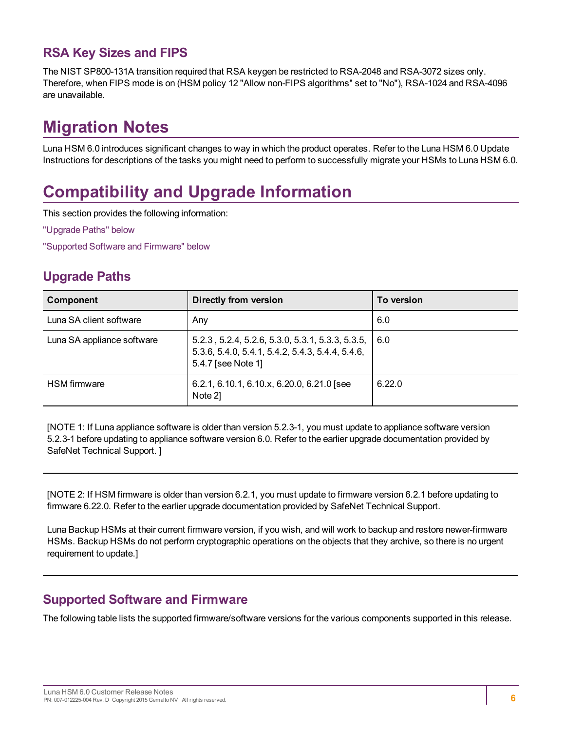## RSA Key Sizes and FIPS

The NIST SP800-131A transition required that RSA keygen be restricted to RSA-2048 and RSA-3072 sizes only. Therefore, when FIPS mode is on (HSM policy 12 "Allow non-FIPS algorithms" set to "No"), RSA-1024 and RSA-4096 are unavailable.

# Migration Notes

Luna HSM 6.0 introduces significant changes to way in which the product operates. Refer to the Luna HSM 6.0 Update Instructions for descriptions of the tasks you might need to perform to successfully migrate your HSMs to Luna HSM 6.0.

# Compatibility and Upgrade Information

This section provides the following information:

"Upgrade Paths" below

"Supported Software and Firmware" below

## Upgrade Paths

| Component | Directly from version | To version |
|---|---|---|
| Luna SA client software | Any | 6.0 |
| Luna SA appliance software | 5.2.3 , 5.2.4, 5.2.6, 5.3.0, 5.3.1, 5.3.3, 5.3.5, 5.3.6, 5.4.0, 5.4.1, 5.4.2, 5.4.3, 5.4.4, 5.4.6, 5.4.7 [see Note 1] | 6.0 |
| HSM firmware | 6.2.1, 6.10.1, 6.10.x, 6.20.0, 6.21.0 [see Note 2] | 6.22.0 |

[NOTE 1: If Luna appliance software is older than version 5.2.3-1, you must update to appliance software version 5.2.3-1 before updating to appliance software version 6.0. Refer to the earlier upgrade documentation provided by SafeNet Technical Support. ]

---

[NOTE 2: If HSM firmware is older than version 6.2.1, you must update to firmware version 6.2.1 before updating to firmware 6.22.0. Refer to the earlier upgrade documentation provided by SafeNet Technical Support.

Luna Backup HSMs at their current firmware version, if you wish, and will work to backup and restore newer-firmware HSMs. Backup HSMs do not perform cryptographic operations on the objects that they archive, so there is no urgent requirement to update.]

---

## Supported Software and Firmware

The following table lists the supported firmware/software versions for the various components supported in this release.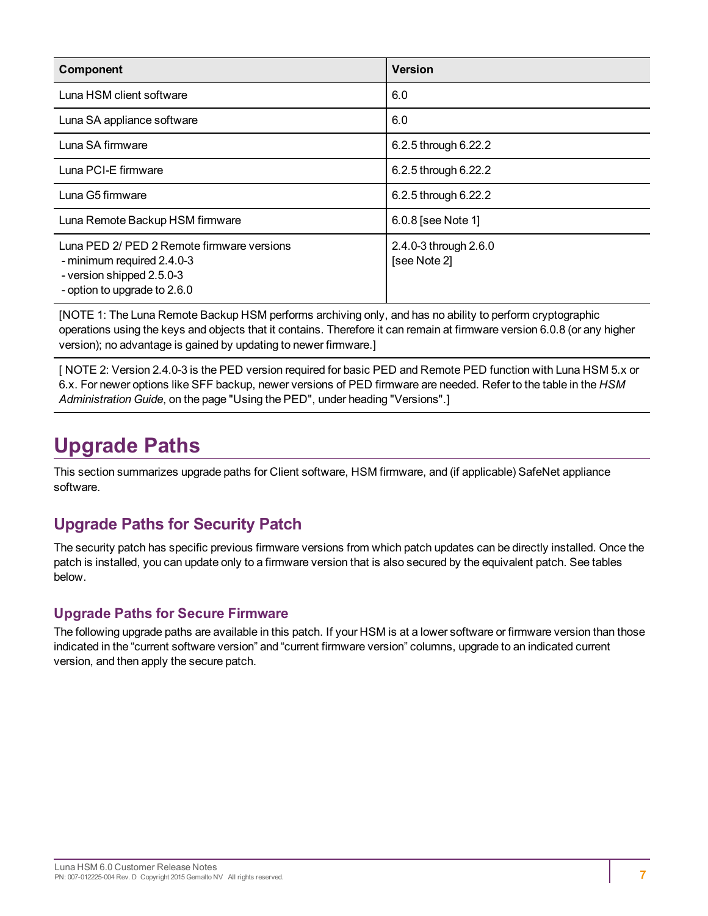| Component | Version |
| --- | --- |
| Luna HSM client software | 6.0 |
| Luna SA appliance software | 6.0 |
| Luna SA firmware | 6.2.5 through 6.22.2 |
| Luna PCI-E firmware | 6.2.5 through 6.22.2 |
| Luna G5 firmware | 6.2.5 through 6.22.2 |
| Luna Remote Backup HSM firmware | 6.0.8 [see Note 1] |
| Luna PED 2/ PED 2 Remote firmware versions<br>- minimum required 2.4.0-3<br>- version shipped 2.5.0-3<br>- option to upgrade to 2.6.0 | 2.4.0-3 through 2.6.0<br>[see Note 2] |
| [NOTE 1: The Luna Remote Backup HSM performs archiving only, and has no ability to perform cryptographic operations using the keys and objects that it contains. Therefore it can remain at firmware version 6.0.8 (or any higher version); no advantage is gained by updating to newer firmware.] | |
| [ NOTE 2: Version 2.4.0-3 is the PED version required for basic PED and Remote PED function with Luna HSM 5.x or 6.x. For newer options like SFF backup, newer versions of PED firmware are needed. Refer to the table in the *HSM Administration Guide*, on the page "Using the PED", under heading "Versions".] | |

# Upgrade Paths

This section summarizes upgrade paths for Client software, HSM firmware, and (if applicable) SafeNet appliance software.

## Upgrade Paths for Security Patch

The security patch has specific previous firmware versions from which patch updates can be directly installed. Once the patch is installed, you can update only to a firmware version that is also secured by the equivalent patch. See tables below.

### Upgrade Paths for Secure Firmware

The following upgrade paths are available in this patch. If your HSM is at a lower software or firmware version than those indicated in the “current software version” and “current firmware version” columns, upgrade to an indicated current version, and then apply the secure patch.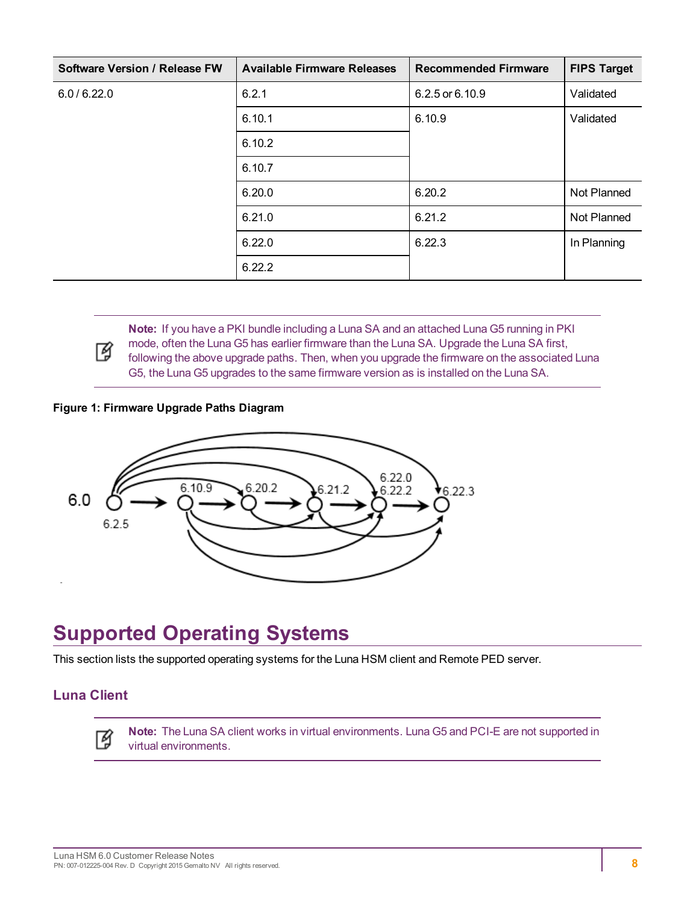| Software Version / Release FW | Available Firmware Releases | Recommended Firmware | FIPS Target |
|---|---|---|---|
| 6.0 / 6.22.0 | 6.2.1 | 6.2.5 or 6.10.9 | Validated |
| | 6.10.1 | 6.10.9 | Validated |
| | 6.10.2 | | |
| | 6.10.7 | | |
| | 6.20.0 | 6.20.2 | Not Planned |
| | 6.21.0 | 6.21.2 | Not Planned |
| | 6.22.0 | 6.22.3 | In Planning |
| | 6.22.2 | | |

> **Note:** If you have a PKI bundle including a Luna SA and an attached Luna G5 running in PKI mode, often the Luna G5 has earlier firmware than the Luna SA. Upgrade the Luna SA first, following the above upgrade paths. Then, when you upgrade the firmware on the associated Luna G5, the Luna G5 upgrades to the same firmware version as is installed on the Luna SA.

**Figure 1: Firmware Upgrade Paths Diagram**

6.0 6.2.5 6.10.9 6.20.2 6.21.2 6.22.0 6.22.2 6.22.3

# Supported Operating Systems

This section lists the supported operating systems for the Luna HSM client and Remote PED server.

## Luna Client

> **Note:** The Luna SA client works in virtual environments. Luna G5 and PCI-E are not supported in virtual environments.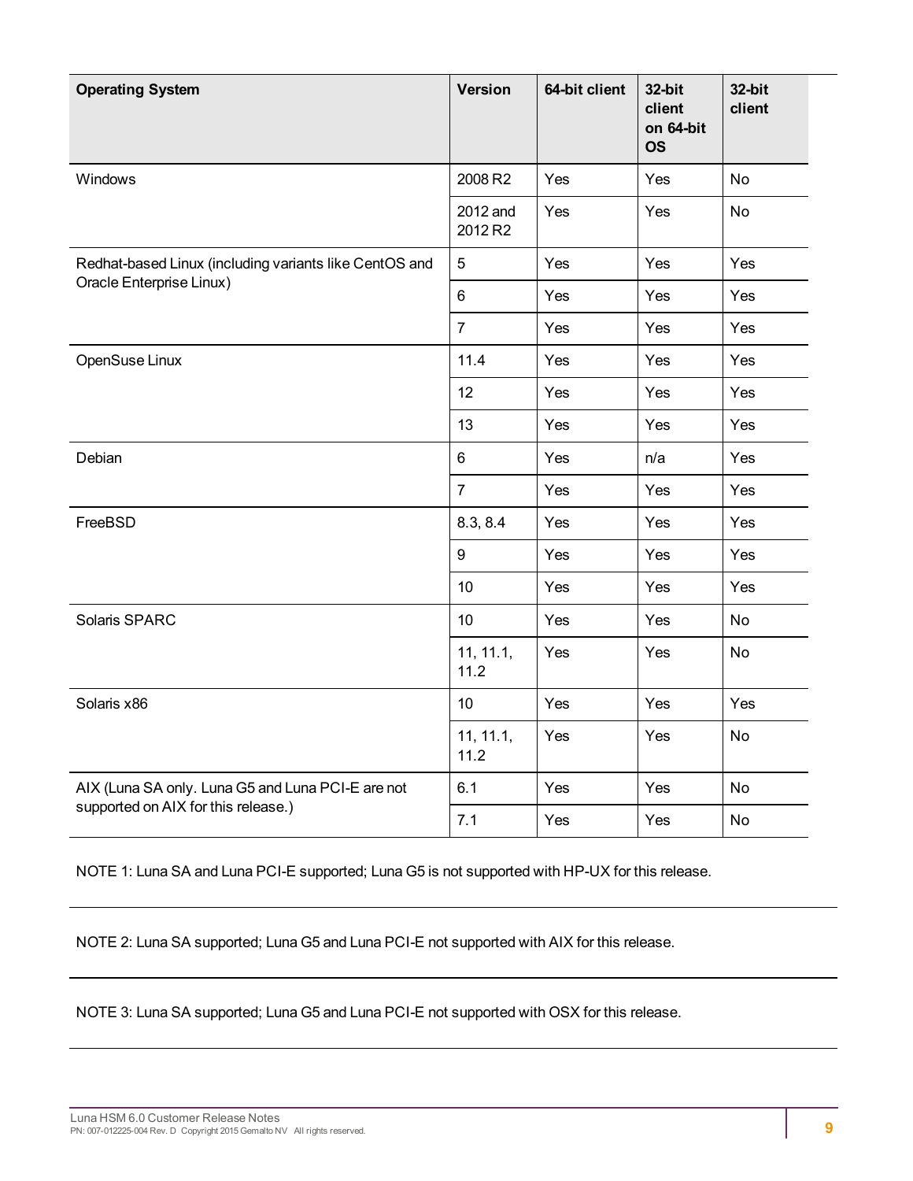| Operating System | Version | 64-bit client | 32-bit client on 64-bit OS | 32-bit client |
| --- | --- | --- | --- | --- |
| Windows | 2008 R2 | Yes | Yes | No |
| | 2012 and 2012 R2 | Yes | Yes | No |
| Redhat-based Linux (including variants like CentOS and Oracle Enterprise Linux) | 5 | Yes | Yes | Yes |
| | 6 | Yes | Yes | Yes |
| | 7 | Yes | Yes | Yes |
| OpenSuse Linux | 11.4 | Yes | Yes | Yes |
| | 12 | Yes | Yes | Yes |
| | 13 | Yes | Yes | Yes |
| Debian | 6 | Yes | n/a | Yes |
| | 7 | Yes | Yes | Yes |
| FreeBSD | 8.3, 8.4 | Yes | Yes | Yes |
| | 9 | Yes | Yes | Yes |
| | 10 | Yes | Yes | Yes |
| Solaris SPARC | 10 | Yes | Yes | No |
| | 11, 11.1, 11.2 | Yes | Yes | No |
| Solaris x86 | 10 | Yes | Yes | Yes |
| | 11, 11.1, 11.2 | Yes | Yes | No |
| AIX (Luna SA only. Luna G5 and Luna PCI-E are not supported on AIX for this release.) | 6.1 | Yes | Yes | No |
| | 7.1 | Yes | Yes | No |

NOTE 1: Luna SA and Luna PCI-E supported; Luna G5 is not supported with HP-UX for this release.

NOTE 2: Luna SA supported; Luna G5 and Luna PCI-E not supported with AIX for this release.

NOTE 3: Luna SA supported; Luna G5 and Luna PCI-E not supported with OSX for this release.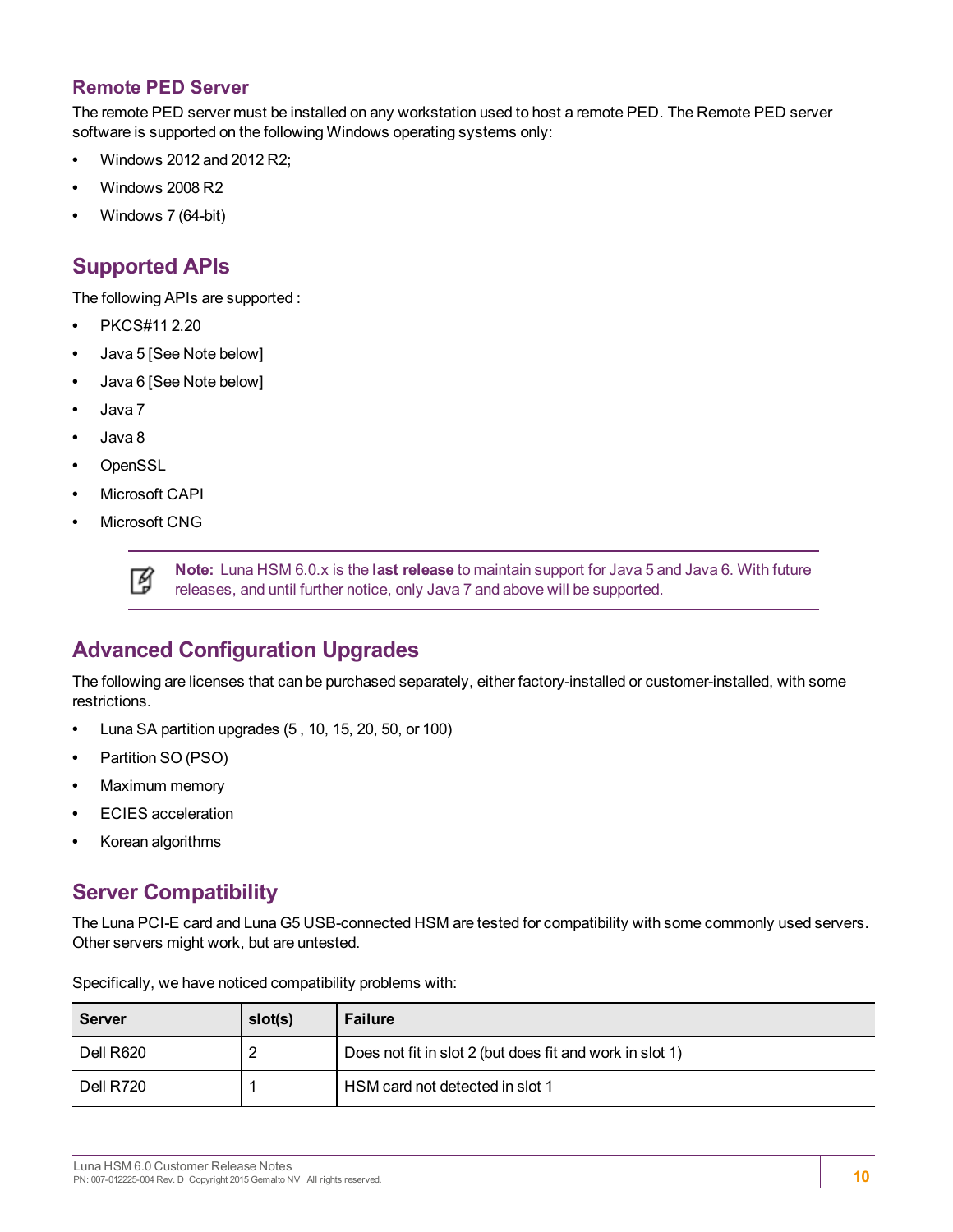### Remote PED Server

The remote PED server must be installed on any workstation used to host a remote PED. The Remote PED server software is supported on the following Windows operating systems only:

- Windows 2012 and 2012 R2;
- Windows 2008 R2
- Windows 7 (64-bit)

## Supported APIs

The following APIs are supported :

- PKCS#11 2.20
- Java 5 [See Note below]
- Java 6 [See Note below]
- Java 7
- Java 8
- OpenSSL
- Microsoft CAPI
- Microsoft CNG

> **Note:** Luna HSM 6.0.x is the **last release** to maintain support for Java 5 and Java 6. With future releases, and until further notice, only Java 7 and above will be supported.

## Advanced Configuration Upgrades

The following are licenses that can be purchased separately, either factory-installed or customer-installed, with some restrictions.

- Luna SA partition upgrades (5 , 10, 15, 20, 50, or 100)
- Partition SO (PSO)
- Maximum memory
- ECIES acceleration
- Korean algorithms

## Server Compatibility

The Luna PCI-E card and Luna G5 USB-connected HSM are tested for compatibility with some commonly used servers. Other servers might work, but are untested.

Specifically, we have noticed compatibility problems with:

| Server | slot(s) | Failure |
|---|---|---|
| Dell R620 | 2 | Does not fit in slot 2 (but does fit and work in slot 1) |
| Dell R720 | 1 | HSM card not detected in slot 1 |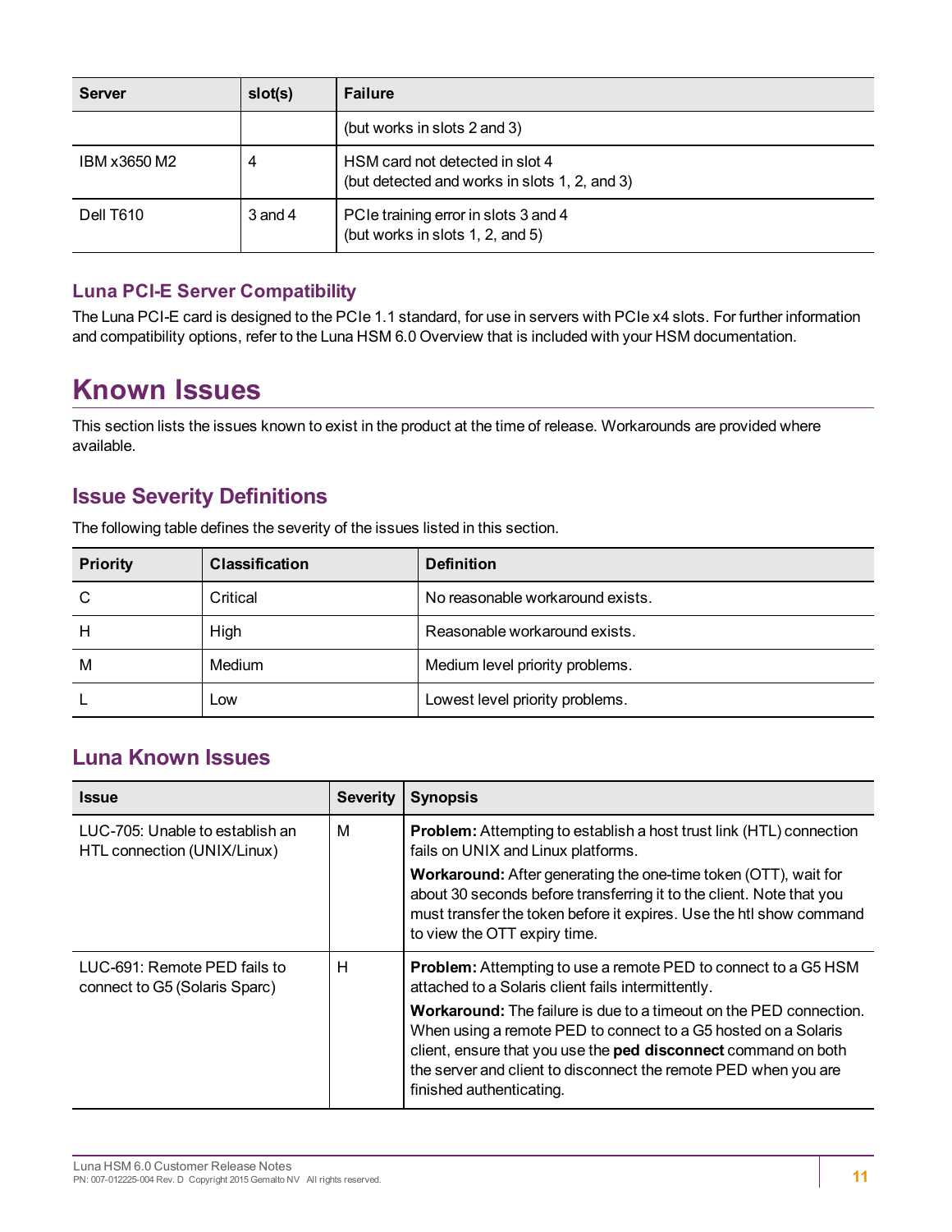| Server | slot(s) | Failure |
| --- | --- | --- |
| | | (but works in slots 2 and 3) |
| IBM x3650 M2 | 4 | HSM card not detected in slot 4<br>(but detected and works in slots 1, 2, and 3) |
| Dell T610 | 3 and 4 | PCIe training error in slots 3 and 4<br>(but works in slots 1, 2, and 5) |

### Luna PCI-E Server Compatibility

The Luna PCI-E card is designed to the PCIe 1.1 standard, for use in servers with PCIe x4 slots. For further information and compatibility options, refer to the Luna HSM 6.0 Overview that is included with your HSM documentation.

# Known Issues

This section lists the issues known to exist in the product at the time of release. Workarounds are provided where available.

## Issue Severity Definitions

The following table defines the severity of the issues listed in this section.

| Priority | Classification | Definition |
| --- | --- | --- |
| C | Critical | No reasonable workaround exists. |
| H | High | Reasonable workaround exists. |
| M | Medium | Medium level priority problems. |
| L | Low | Lowest level priority problems. |

## Luna Known Issues

| Issue | Severity | Synopsis |
| --- | --- | --- |
| LUC-705: Unable to establish an HTL connection (UNIX/Linux) | M | **Problem:** Attempting to establish a host trust link (HTL) connection fails on UNIX and Linux platforms.<br>**Workaround:** After generating the one-time token (OTT), wait for about 30 seconds before transferring it to the client. Note that you must transfer the token before it expires. Use the htl show command to view the OTT expiry time. |
| LUC-691: Remote PED fails to connect to G5 (Solaris Sparc) | H | **Problem:** Attempting to use a remote PED to connect to a G5 HSM attached to a Solaris client fails intermittently.<br>**Workaround:** The failure is due to a timeout on the PED connection. When using a remote PED to connect to a G5 hosted on a Solaris client, ensure that you use the **ped disconnect** command on both the server and client to disconnect the remote PED when you are finished authenticating. |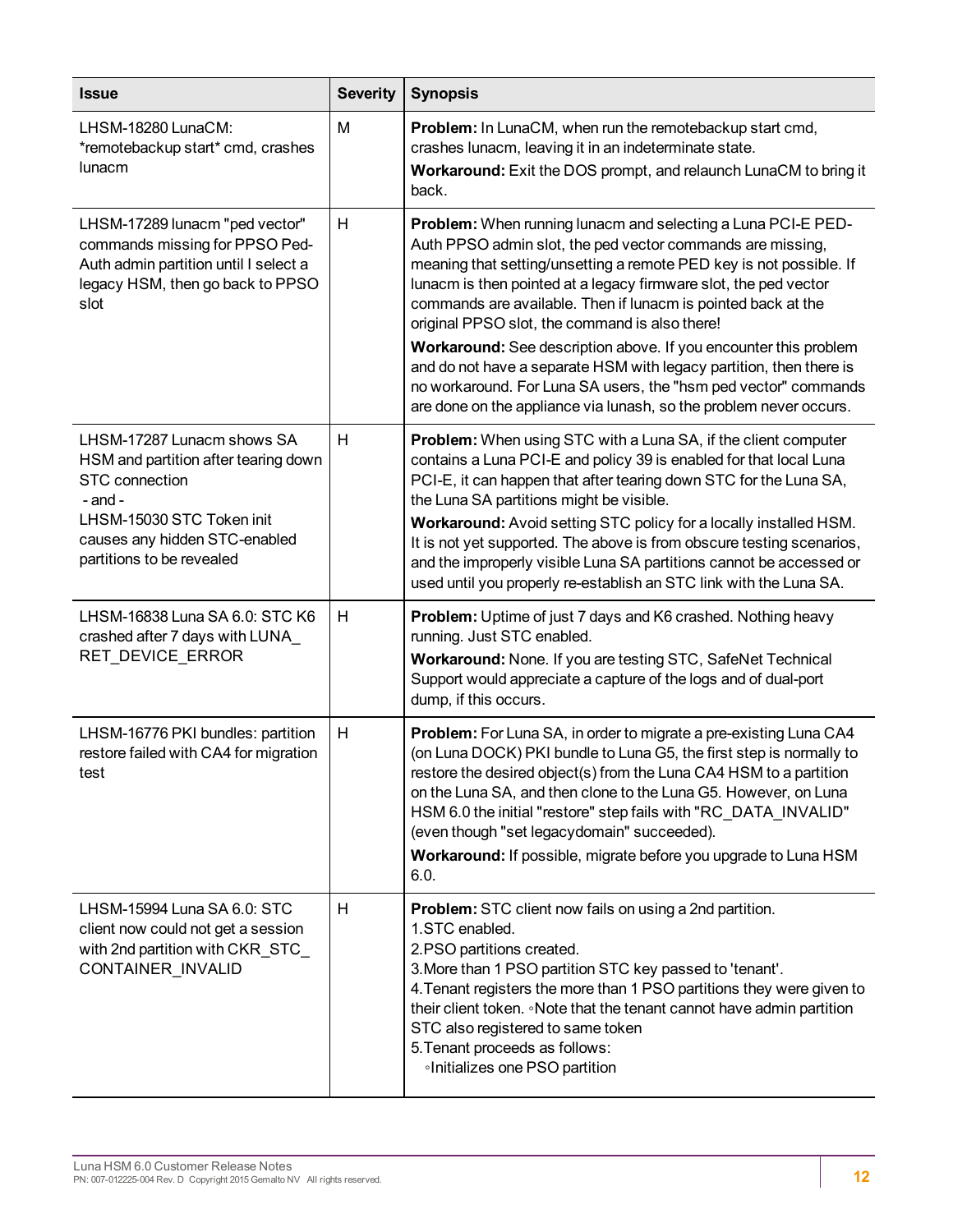| Issue | Severity | Synopsis |
|---|---|---|
| LHSM-18280 LunaCM: *remotebackup start* cmd, crashes lunacm | M | **Problem:** In LunaCM, when run the remotebackup start cmd, crashes lunacm, leaving it in an indeterminate state.<br>**Workaround:** Exit the DOS prompt, and relaunch LunaCM to bring it back. |
| LHSM-17289 lunacm "ped vector" commands missing for PPSO Ped-Auth admin partition until I select a legacy HSM, then go back to PPSO slot | H | **Problem:** When running lunacm and selecting a Luna PCI-E PED-Auth PPSO admin slot, the ped vector commands are missing, meaning that setting/unsetting a remote PED key is not possible. If lunacm is then pointed at a legacy firmware slot, the ped vector commands are available. Then if lunacm is pointed back at the original PPSO slot, the command is also there!<br>**Workaround:** See description above. If you encounter this problem and do not have a separate HSM with legacy partition, then there is no workaround. For Luna SA users, the "hsm ped vector" commands are done on the appliance via lunash, so the problem never occurs. |
| LHSM-17287 Lunacm shows SA HSM and partition after tearing down STC connection<br>- and -<br>LHSM-15030 STC Token init causes any hidden STC-enabled partitions to be revealed | H | **Problem:** When using STC with a Luna SA, if the client computer contains a Luna PCI-E and policy 39 is enabled for that local Luna PCI-E, it can happen that after tearing down STC for the Luna SA, the Luna SA partitions might be visible.<br>**Workaround:** Avoid setting STC policy for a locally installed HSM. It is not yet supported. The above is from obscure testing scenarios, and the improperly visible Luna SA partitions cannot be accessed or used until you properly re-establish an STC link with the Luna SA. |
| LHSM-16838 Luna SA 6.0: STC K6 crashed after 7 days with LUNA_RET_DEVICE_ERROR | H | **Problem:** Uptime of just 7 days and K6 crashed. Nothing heavy running. Just STC enabled.<br>**Workaround:** None. If you are testing STC, SafeNet Technical Support would appreciate a capture of the logs and of dual-port dump, if this occurs. |
| LHSM-16776 PKI bundles: partition restore failed with CA4 for migration test | H | **Problem:** For Luna SA, in order to migrate a pre-existing Luna CA4 (on Luna DOCK) PKI bundle to Luna G5, the first step is normally to restore the desired object(s) from the Luna CA4 HSM to a partition on the Luna SA, and then clone to the Luna G5. However, on Luna HSM 6.0 the initial "restore" step fails with "RC_DATA_INVALID" (even though "set legacydomain" succeeded).<br>**Workaround:** If possible, migrate before you upgrade to Luna HSM 6.0. |
| LHSM-15994 Luna SA 6.0: STC client now could not get a session with 2nd partition with CKR_STC_CONTAINER_INVALID | H | **Problem:** STC client now fails on using a 2nd partition.<br>1.STC enabled.<br>2.PSO partitions created.<br>3.More than 1 PSO partition STC key passed to 'tenant'.<br>4.Tenant registers the more than 1 PSO partitions they were given to their client token. ◦Note that the tenant cannot have admin partition STC also registered to same token<br>5.Tenant proceeds as follows:<br>◦Initializes one PSO partition |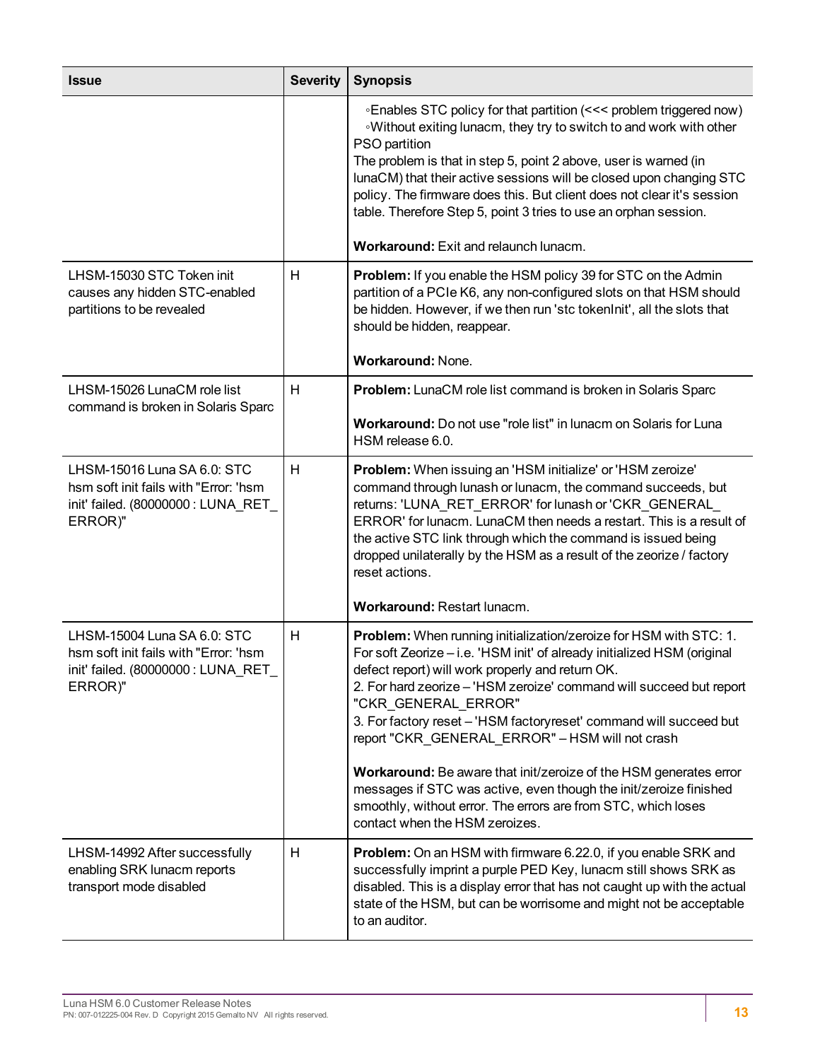| Issue | Severity | Synopsis |
|---|---|---|
| | | ◦Enables STC policy for that partition (<<< problem triggered now)<br>◦Without exiting lunacm, they try to switch to and work with other PSO partition<br>The problem is that in step 5, point 2 above, user is warned (in lunaCM) that their active sessions will be closed upon changing STC policy. The firmware does this. But client does not clear it's session table. Therefore Step 5, point 3 tries to use an orphan session.<br><br>**Workaround:** Exit and relaunch lunacm. |
| LHSM-15030 STC Token init causes any hidden STC-enabled partitions to be revealed | H | **Problem:** If you enable the HSM policy 39 for STC on the Admin partition of a PCIe K6, any non-configured slots on that HSM should be hidden. However, if we then run 'stc tokenInit', all the slots that should be hidden, reappear.<br><br>**Workaround:** None. |
| LHSM-15026 LunaCM role list command is broken in Solaris Sparc | H | **Problem:** LunaCM role list command is broken in Solaris Sparc<br><br>**Workaround:** Do not use "role list" in lunacm on Solaris for Luna HSM release 6.0. |
| LHSM-15016 Luna SA 6.0: STC hsm soft init fails with "Error: 'hsm init' failed. (80000000 : LUNA_RET_ERROR)" | H | **Problem:** When issuing an 'HSM initialize' or 'HSM zeroize' command through lunash or lunacm, the command succeeds, but returns: 'LUNA_RET_ERROR' for lunash or 'CKR_GENERAL_ERROR' for lunacm. LunaCM then needs a restart. This is a result of the active STC link through which the command is issued being dropped unilaterally by the HSM as a result of the zeorize / factory reset actions.<br><br>**Workaround:** Restart lunacm. |
| LHSM-15004 Luna SA 6.0: STC hsm soft init fails with "Error: 'hsm init' failed. (80000000 : LUNA_RET_ERROR)" | H | **Problem:** When running initialization/zeroize for HSM with STC: 1. For soft Zeorize – i.e. 'HSM init' of already initialized HSM (original defect report) will work properly and return OK.<br>2. For hard zeorize – 'HSM zeroize' command will succeed but report "CKR_GENERAL_ERROR"<br>3. For factory reset – 'HSM factoryreset' command will succeed but report "CKR_GENERAL_ERROR" – HSM will not crash<br><br>**Workaround:** Be aware that init/zeroize of the HSM generates error messages if STC was active, even though the init/zeroize finished smoothly, without error. The errors are from STC, which loses contact when the HSM zeroizes. |
| LHSM-14992 After successfully enabling SRK lunacm reports transport mode disabled | H | **Problem:** On an HSM with firmware 6.22.0, if you enable SRK and successfully imprint a purple PED Key, lunacm still shows SRK as disabled. This is a display error that has not caught up with the actual state of the HSM, but can be worrisome and might not be acceptable to an auditor. |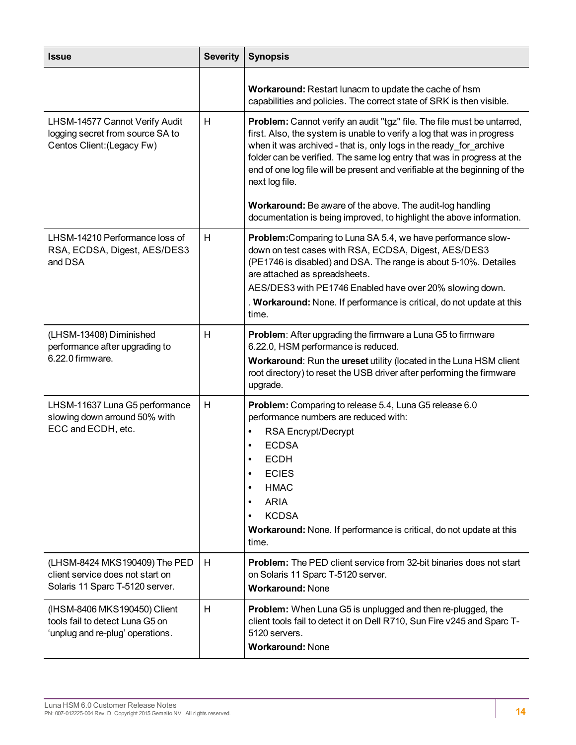| Issue | Severity | Synopsis |
|---|---|---|
| | | **Workaround:** Restart lunacm to update the cache of hsm capabilities and policies. The correct state of SRK is then visible. |
| LHSM-14577 Cannot Verify Audit logging secret from source SA to Centos Client:(Legacy Fw) | H | **Problem:** Cannot verify an audit "tgz" file. The file must be untarred, first. Also, the system is unable to verify a log that was in progress when it was archived - that is, only logs in the ready_for_archive folder can be verified. The same log entry that was in progress at the end of one log file will be present and verifiable at the beginning of the next log file.<br><br>**Workaround:** Be aware of the above. The audit-log handling documentation is being improved, to highlight the above information. |
| LHSM-14210 Performance loss of RSA, ECDSA, Digest, AES/DES3 and DSA | H | **Problem:**Comparing to Luna SA 5.4, we have performance slow-down on test cases with RSA, ECDSA, Digest, AES/DES3 (PE1746 is disabled) and DSA. The range is about 5-10%. Detailes are attached as spreadsheets.<br>AES/DES3 with PE1746 Enabled have over 20% slowing down.<br>. **Workaround:** None. If performance is critical, do not update at this time. |
| (LHSM-13408) Diminished performance after upgrading to 6.22.0 firmware. | H | **Problem**: After upgrading the firmware a Luna G5 to firmware 6.22.0, HSM performance is reduced.<br>**Workaround**: Run the **ureset** utility (located in the Luna HSM client root directory) to reset the USB driver after performing the firmware upgrade. |
| LHSM-11637 Luna G5 performance slowing down arround 50% with ECC and ECDH, etc. | H | **Problem:** Comparing to release 5.4, Luna G5 release 6.0 performance numbers are reduced with:<br>• RSA Encrypt/Decrypt<br>• ECDSA<br>• ECDH<br>• ECIES<br>• HMAC<br>• ARIA<br>• KCDSA<br>**Workaround:** None. If performance is critical, do not update at this time. |
| (LHSM-8424 MKS190409) The PED client service does not start on Solaris 11 Sparc T-5120 server. | H | **Problem:** The PED client service from 32-bit binaries does not start on Solaris 11 Sparc T-5120 server.<br>**Workaround:** None |
| (lHSM-8406 MKS190450) Client tools fail to detect Luna G5 on 'unplug and re-plug' operations. | H | **Problem:** When Luna G5 is unplugged and then re-plugged, the client tools fail to detect it on Dell R710, Sun Fire v245 and Sparc T-5120 servers.<br>**Workaround:** None |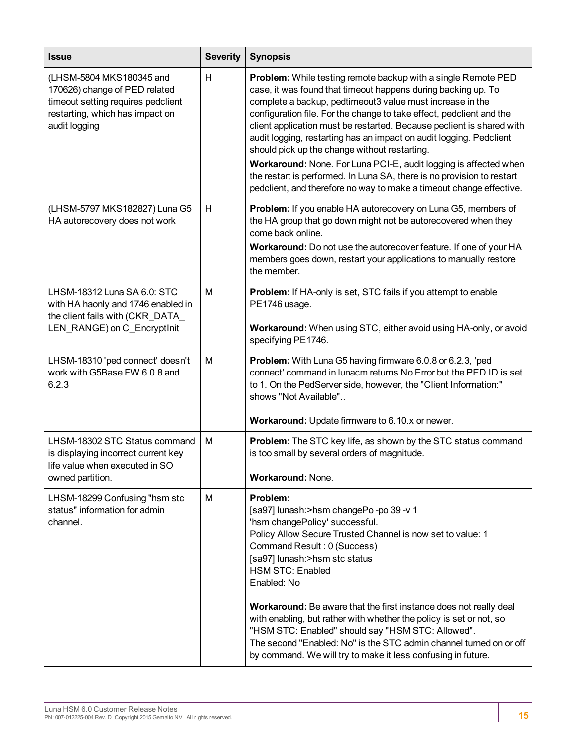| Issue | Severity | Synopsis |
|---|---|---|
| (LHSM-5804 MKS180345 and 170626) change of PED related timeout setting requires pedclient restarting, which has impact on audit logging | H | **Problem:** While testing remote backup with a single Remote PED case, it was found that timeout happens during backing up. To complete a backup, pedtimeout3 value must increase in the configuration file. For the change to take effect, pedclient and the client application must be restarted. Because peclient is shared with audit logging, restarting has an impact on audit logging. Pedclient should pick up the change without restarting.<br>**Workaround:** None. For Luna PCI-E, audit logging is affected when the restart is performed. In Luna SA, there is no provision to restart pedclient, and therefore no way to make a timeout change effective. |
| (LHSM-5797 MKS182827) Luna G5 HA autorecovery does not work | H | **Problem:** If you enable HA autorecovery on Luna G5, members of the HA group that go down might not be autorecovered when they come back online.<br>**Workaround:** Do not use the autorecover feature. If one of your HA members goes down, restart your applications to manually restore the member. |
| LHSM-18312 Luna SA 6.0: STC with HA haonly and 1746 enabled in the client fails with (CKR_DATA_ LEN_RANGE) on C_EncryptInit | M | **Problem:** If HA-only is set, STC fails if you attempt to enable PE1746 usage.<br><br>**Workaround:** When using STC, either avoid using HA-only, or avoid specifying PE1746. |
| LHSM-18310 'ped connect' doesn't work with G5Base FW 6.0.8 and 6.2.3 | M | **Problem:** With Luna G5 having firmware 6.0.8 or 6.2.3, 'ped connect' command in lunacm returns No Error but the PED ID is set to 1. On the PedServer side, however, the "Client Information:" shows "Not Available"..<br><br>**Workaround:** Update firmware to 6.10.x or newer. |
| LHSM-18302 STC Status command is displaying incorrect current key life value when executed in SO owned partition. | M | **Problem:** The STC key life, as shown by the STC status command is too small by several orders of magnitude.<br><br>**Workaround:** None. |
| LHSM-18299 Confusing "hsm stc status" information for admin channel. | M | **Problem:**<br>[sa97] lunash:>hsm changePo -po 39 -v 1<br>'hsm changePolicy' successful.<br>Policy Allow Secure Trusted Channel is now set to value: 1<br>Command Result : 0 (Success)<br>[sa97] lunash:>hsm stc status<br>HSM STC: Enabled<br>Enabled: No<br><br>**Workaround:** Be aware that the first instance does not really deal with enabling, but rather with whether the policy is set or not, so "HSM STC: Enabled" should say "HSM STC: Allowed".<br>The second "Enabled: No" is the STC admin channel turned on or off by command. We will try to make it less confusing in future. |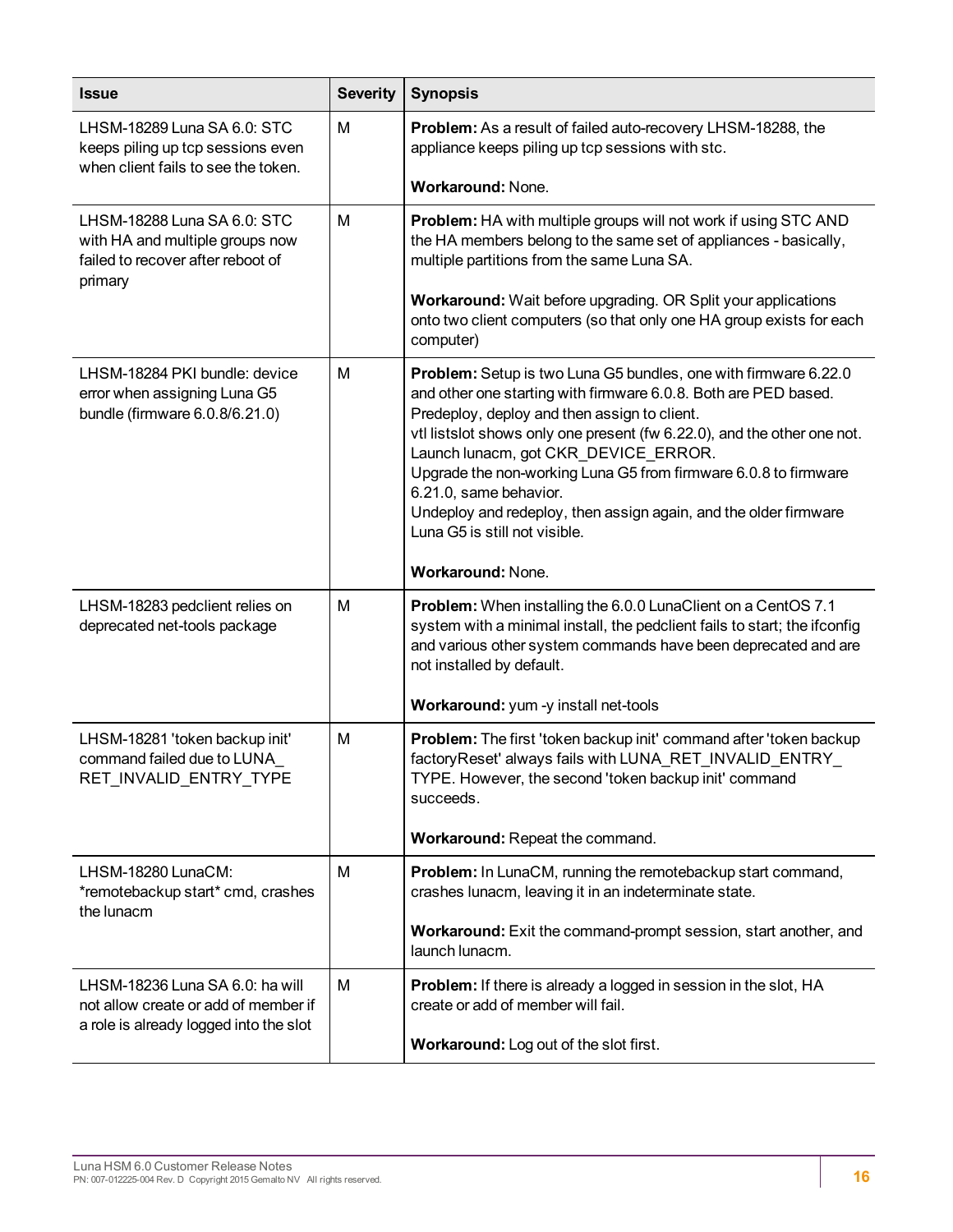| Issue | Severity | Synopsis |
|---|---|---|
| LHSM-18289 Luna SA 6.0: STC keeps piling up tcp sessions even when client fails to see the token. | M | **Problem:** As a result of failed auto-recovery LHSM-18288, the appliance keeps piling up tcp sessions with stc.<br><br>**Workaround:** None. |
| LHSM-18288 Luna SA 6.0: STC with HA and multiple groups now failed to recover after reboot of primary | M | **Problem:** HA with multiple groups will not work if using STC AND the HA members belong to the same set of appliances - basically, multiple partitions from the same Luna SA.<br><br>**Workaround:** Wait before upgrading. OR Split your applications onto two client computers (so that only one HA group exists for each computer) |
| LHSM-18284 PKI bundle: device error when assigning Luna G5 bundle (firmware 6.0.8/6.21.0) | M | **Problem:** Setup is two Luna G5 bundles, one with firmware 6.22.0 and other one starting with firmware 6.0.8. Both are PED based. Predeploy, deploy and then assign to client.<br>vtl listslot shows only one present (fw 6.22.0), and the other one not.<br>Launch lunacm, got CKR_DEVICE_ERROR.<br>Upgrade the non-working Luna G5 from firmware 6.0.8 to firmware 6.21.0, same behavior.<br>Undeploy and redeploy, then assign again, and the older firmware Luna G5 is still not visible.<br><br>**Workaround:** None. |
| LHSM-18283 pedclient relies on deprecated net-tools package | M | **Problem:** When installing the 6.0.0 LunaClient on a CentOS 7.1 system with a minimal install, the pedclient fails to start; the ifconfig and various other system commands have been deprecated and are not installed by default.<br><br>**Workaround:** yum -y install net-tools |
| LHSM-18281 'token backup init' command failed due to LUNA_RET_INVALID_ENTRY_TYPE | M | **Problem:** The first 'token backup init' command after 'token backup factoryReset' always fails with LUNA_RET_INVALID_ENTRY_TYPE. However, the second 'token backup init' command succeeds.<br><br>**Workaround:** Repeat the command. |
| LHSM-18280 LunaCM: *remotebackup start* cmd, crashes the lunacm | M | **Problem:** In LunaCM, running the remotebackup start command, crashes lunacm, leaving it in an indeterminate state.<br><br>**Workaround:** Exit the command-prompt session, start another, and launch lunacm. |
| LHSM-18236 Luna SA 6.0: ha will not allow create or add of member if a role is already logged into the slot | M | **Problem:** If there is already a logged in session in the slot, HA create or add of member will fail.<br><br>**Workaround:** Log out of the slot first. |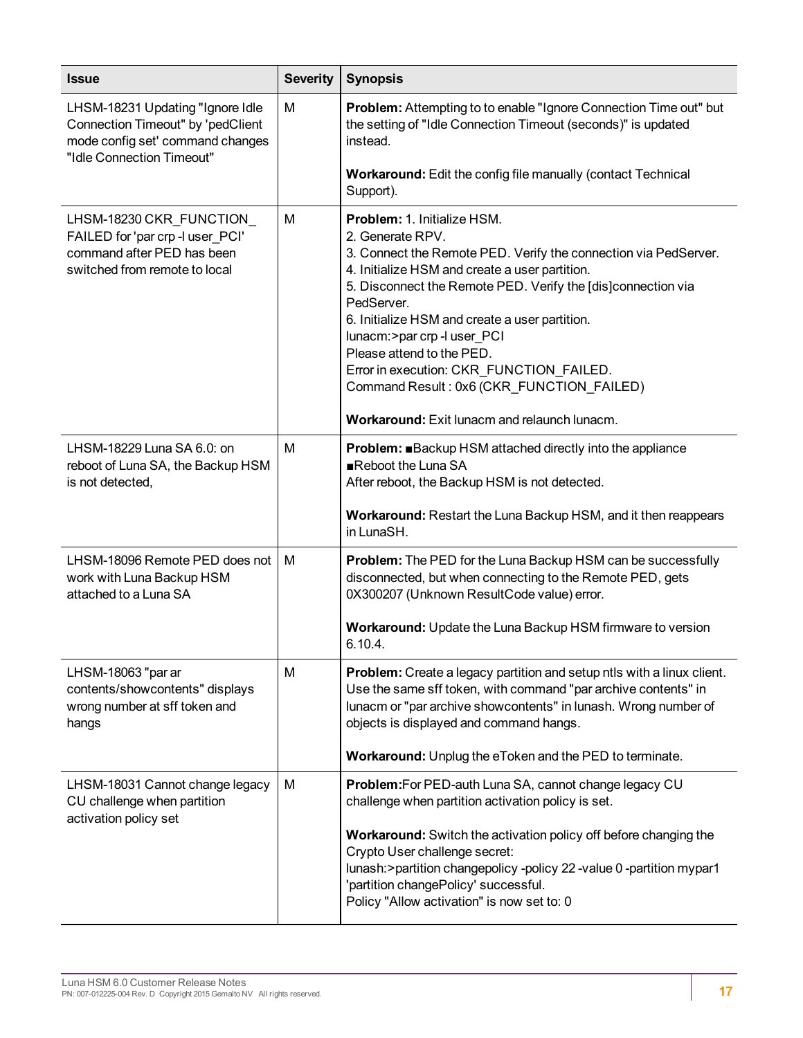| Issue | Severity | Synopsis |
| --- | --- | --- |
| LHSM-18231 Updating "Ignore Idle Connection Timeout" by 'pedClient mode config set' command changes "Idle Connection Timeout" | M | **Problem:** Attempting to to enable "Ignore Connection Time out" but the setting of "Idle Connection Timeout (seconds)" is updated instead.<br><br>**Workaround:** Edit the config file manually (contact Technical Support). |
| LHSM-18230 CKR_FUNCTION_ FAILED for 'par crp -l user_PCI' command after PED has been switched from remote to local | M | **Problem:** 1. Initialize HSM.<br>2. Generate RPV.<br>3. Connect the Remote PED. Verify the connection via PedServer.<br>4. Initialize HSM and create a user partition.<br>5. Disconnect the Remote PED. Verify the [dis]connection via PedServer.<br>6. Initialize HSM and create a user partition.<br>lunacm:>par crp -l user_PCI<br>Please attend to the PED.<br>Error in execution: CKR_FUNCTION_FAILED.<br>Command Result : 0x6 (CKR_FUNCTION_FAILED)<br><br>**Workaround:** Exit lunacm and relaunch lunacm. |
| LHSM-18229 Luna SA 6.0: on reboot of Luna SA, the Backup HSM is not detected, | M | **Problem:** ■Backup HSM attached directly into the appliance<br>■Reboot the Luna SA<br>After reboot, the Backup HSM is not detected.<br><br>**Workaround:** Restart the Luna Backup HSM, and it then reappears in LunaSH. |
| LHSM-18096 Remote PED does not work with Luna Backup HSM attached to a Luna SA | M | **Problem:** The PED for the Luna Backup HSM can be successfully disconnected, but when connecting to the Remote PED, gets 0X300207 (Unknown ResultCode value) error.<br><br>**Workaround:** Update the Luna Backup HSM firmware to version 6.10.4. |
| LHSM-18063 "par ar contents/showcontents" displays wrong number at sff token and hangs | M | **Problem:** Create a legacy partition and setup ntls with a linux client. Use the same sff token, with command "par archive contents" in lunacm or "par archive showcontents" in lunash. Wrong number of objects is displayed and command hangs.<br><br>**Workaround:** Unplug the eToken and the PED to terminate. |
| LHSM-18031 Cannot change legacy CU challenge when partition activation policy set | M | **Problem:**For PED-auth Luna SA, cannot change legacy CU challenge when partition activation policy is set.<br><br>**Workaround:** Switch the activation policy off before changing the Crypto User challenge secret:<br>lunash:>partition changepolicy -policy 22 -value 0 -partition mypar1<br>'partition changePolicy' successful.<br>Policy "Allow activation" is now set to: 0 |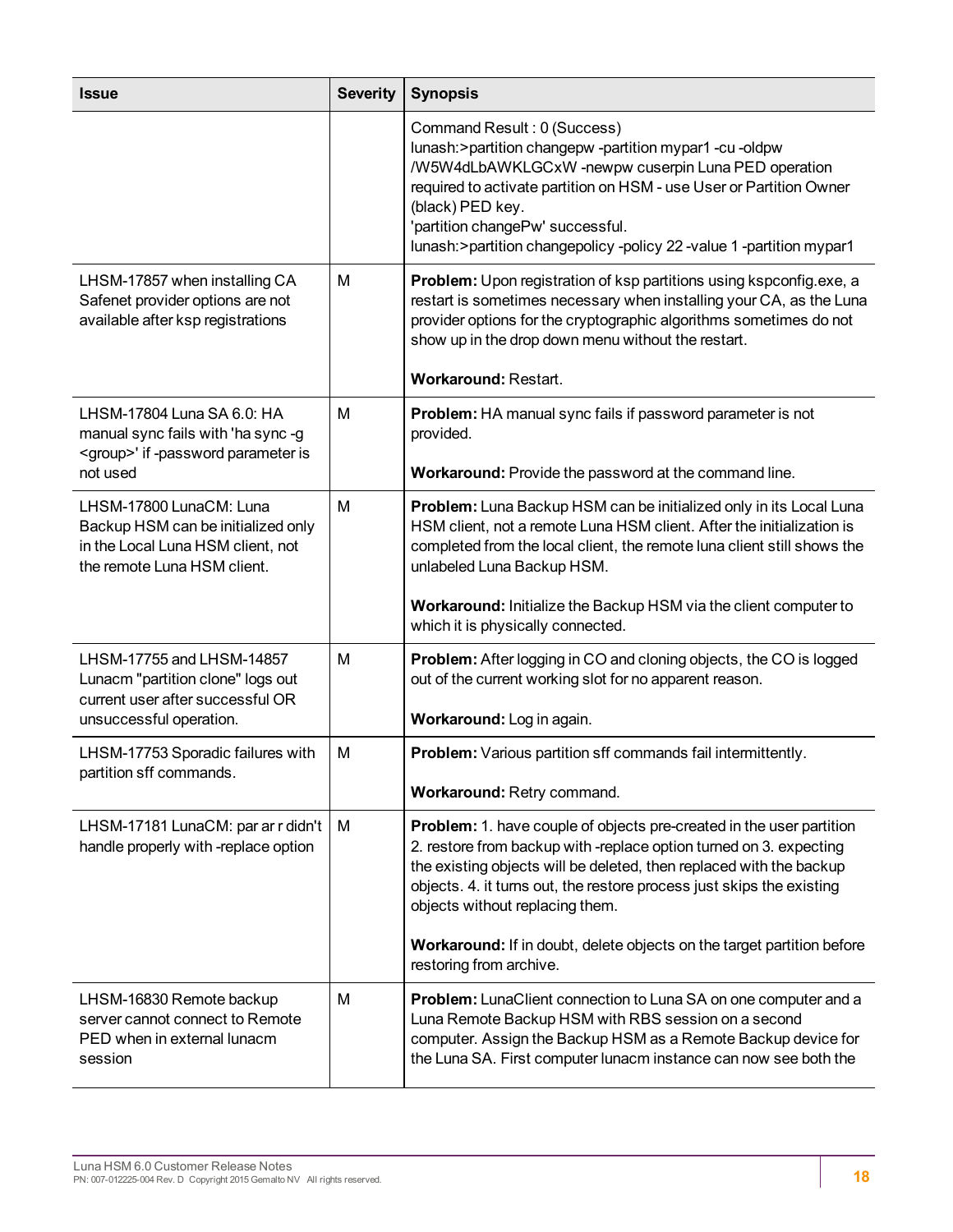| Issue | Severity | Synopsis |
|---|---|---|
| | | Command Result : 0 (Success)<br>lunash:>partition changepw -partition mypar1 -cu -oldpw /W5W4dLbAWKLGCxW -newpw cuserpin Luna PED operation required to activate partition on HSM - use User or Partition Owner (black) PED key.<br>'partition changePw' successful.<br>lunash:>partition changepolicy -policy 22 -value 1 -partition mypar1 |
| LHSM-17857 when installing CA Safenet provider options are not available after ksp registrations | M | **Problem:** Upon registration of ksp partitions using kspconfig.exe, a restart is sometimes necessary when installing your CA, as the Luna provider options for the cryptographic algorithms sometimes do not show up in the drop down menu without the restart.<br><br>**Workaround:** Restart. |
| LHSM-17804 Luna SA 6.0: HA manual sync fails with 'ha sync -g <group>' if -password parameter is not used | M | **Problem:** HA manual sync fails if password parameter is not provided.<br><br>**Workaround:** Provide the password at the command line. |
| LHSM-17800 LunaCM: Luna Backup HSM can be initialized only in the Local Luna HSM client, not the remote Luna HSM client. | M | **Problem:** Luna Backup HSM can be initialized only in its Local Luna HSM client, not a remote Luna HSM client. After the initialization is completed from the local client, the remote luna client still shows the unlabeled Luna Backup HSM.<br><br>**Workaround:** Initialize the Backup HSM via the client computer to which it is physically connected. |
| LHSM-17755 and LHSM-14857 Lunacm "partition clone" logs out current user after successful OR unsuccessful operation. | M | **Problem:** After logging in CO and cloning objects, the CO is logged out of the current working slot for no apparent reason.<br><br>**Workaround:** Log in again. |
| LHSM-17753 Sporadic failures with partition sff commands. | M | **Problem:** Various partition sff commands fail intermittently.<br><br>**Workaround:** Retry command. |
| LHSM-17181 LunaCM: par ar r didn't handle properly with -replace option | M | **Problem:** 1. have couple of objects pre-created in the user partition 2. restore from backup with -replace option turned on 3. expecting the existing objects will be deleted, then replaced with the backup objects. 4. it turns out, the restore process just skips the existing objects without replacing them.<br><br>**Workaround:** If in doubt, delete objects on the target partition before restoring from archive. |
| LHSM-16830 Remote backup server cannot connect to Remote PED when in external lunacm session | M | **Problem:** LunaClient connection to Luna SA on one computer and a Luna Remote Backup HSM with RBS session on a second computer. Assign the Backup HSM as a Remote Backup device for the Luna SA. First computer lunacm instance can now see both the |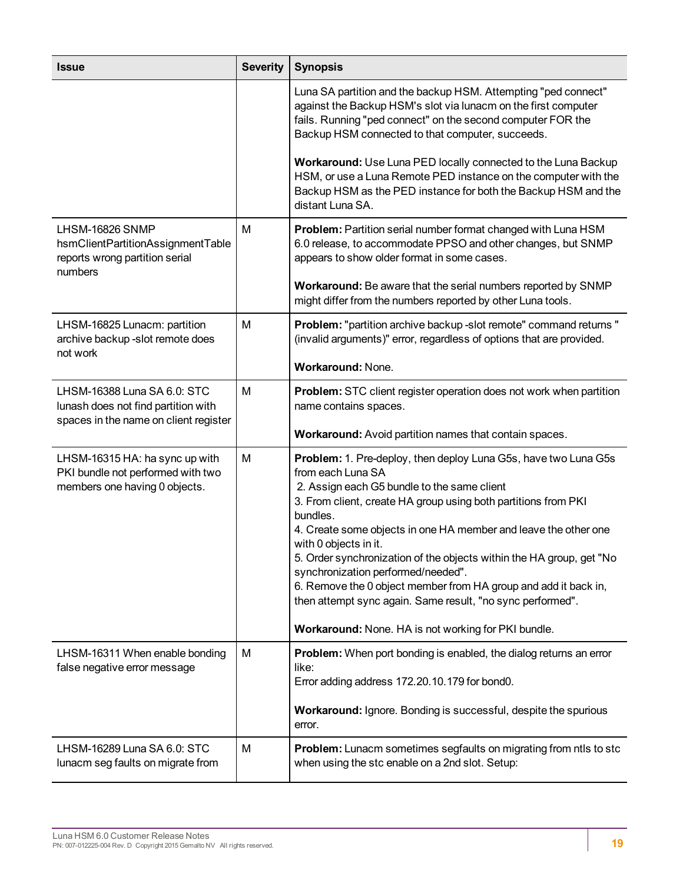| Issue | Severity | Synopsis |
| --- | --- | --- |
| | | Luna SA partition and the backup HSM. Attempting "ped connect" against the Backup HSM's slot via lunacm on the first computer fails. Running "ped connect" on the second computer FOR the Backup HSM connected to that computer, succeeds.<br><br>**Workaround:** Use Luna PED locally connected to the Luna Backup HSM, or use a Luna Remote PED instance on the computer with the Backup HSM as the PED instance for both the Backup HSM and the distant Luna SA. |
| LHSM-16826 SNMP hsmClientPartitionAssignmentTable reports wrong partition serial numbers | M | **Problem:** Partition serial number format changed with Luna HSM 6.0 release, to accommodate PPSO and other changes, but SNMP appears to show older format in some cases.<br><br>**Workaround:** Be aware that the serial numbers reported by SNMP might differ from the numbers reported by other Luna tools. |
| LHSM-16825 Lunacm: partition archive backup -slot remote does not work | M | **Problem:** "partition archive backup -slot remote" command returns " (invalid arguments)" error, regardless of options that are provided.<br><br>**Workaround:** None. |
| LHSM-16388 Luna SA 6.0: STC lunash does not find partition with spaces in the name on client register | M | **Problem:** STC client register operation does not work when partition name contains spaces.<br><br>**Workaround:** Avoid partition names that contain spaces. |
| LHSM-16315 HA: ha sync up with PKI bundle not performed with two members one having 0 objects. | M | **Problem:** 1. Pre-deploy, then deploy Luna G5s, have two Luna G5s from each Luna SA<br>2. Assign each G5 bundle to the same client<br>3. From client, create HA group using both partitions from PKI bundles.<br>4. Create some objects in one HA member and leave the other one with 0 objects in it.<br>5. Order synchronization of the objects within the HA group, get "No synchronization performed/needed".<br>6. Remove the 0 object member from HA group and add it back in, then attempt sync again. Same result, "no sync performed".<br><br>**Workaround:** None. HA is not working for PKI bundle. |
| LHSM-16311 When enable bonding false negative error message | M | **Problem:** When port bonding is enabled, the dialog returns an error like:<br>Error adding address 172.20.10.179 for bond0.<br><br>**Workaround:** Ignore. Bonding is successful, despite the spurious error. |
| LHSM-16289 Luna SA 6.0: STC lunacm seg faults on migrate from | M | **Problem:** Lunacm sometimes segfaults on migrating from ntls to stc when using the stc enable on a 2nd slot. Setup: |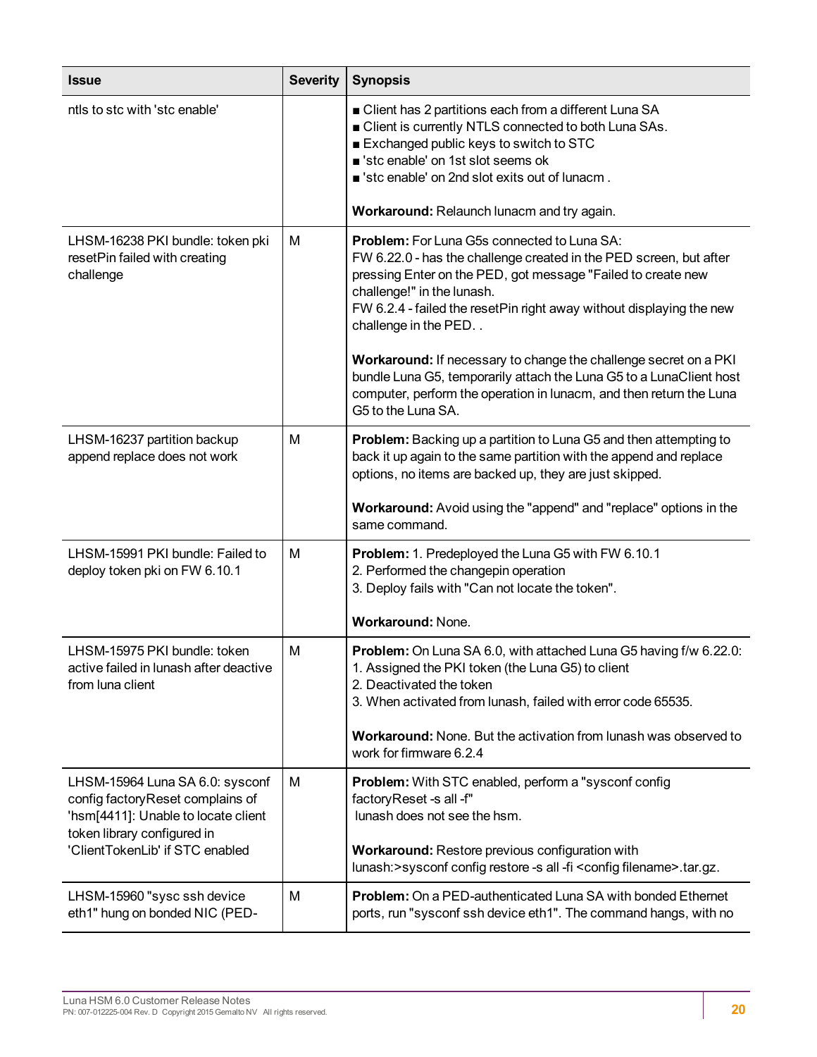| Issue | Severity | Synopsis |
| --- | --- | --- |
| ntls to stc with 'stc enable' | | ■ Client has 2 partitions each from a different Luna SA<br>■ Client is currently NTLS connected to both Luna SAs.<br>■ Exchanged public keys to switch to STC<br>■ 'stc enable' on 1st slot seems ok<br>■ 'stc enable' on 2nd slot exits out of lunacm .<br><br>**Workaround:** Relaunch lunacm and try again. |
| LHSM-16238 PKI bundle: token pki resetPin failed with creating challenge | M | **Problem:** For Luna G5s connected to Luna SA:<br>FW 6.22.0 - has the challenge created in the PED screen, but after pressing Enter on the PED, got message "Failed to create new challenge!" in the lunash.<br>FW 6.2.4 - failed the resetPin right away without displaying the new challenge in the PED. .<br><br>**Workaround:** If necessary to change the challenge secret on a PKI bundle Luna G5, temporarily attach the Luna G5 to a LunaClient host computer, perform the operation in lunacm, and then return the Luna G5 to the Luna SA. |
| LHSM-16237 partition backup append replace does not work | M | **Problem:** Backing up a partition to Luna G5 and then attempting to back it up again to the same partition with the append and replace options, no items are backed up, they are just skipped.<br><br>**Workaround:** Avoid using the "append" and "replace" options in the same command. |
| LHSM-15991 PKI bundle: Failed to deploy token pki on FW 6.10.1 | M | **Problem:** 1. Predeployed the Luna G5 with FW 6.10.1<br>2. Performed the changepin operation<br>3. Deploy fails with "Can not locate the token".<br><br>**Workaround:** None. |
| LHSM-15975 PKI bundle: token active failed in lunash after deactive from luna client | M | **Problem:** On Luna SA 6.0, with attached Luna G5 having f/w 6.22.0:<br>1. Assigned the PKI token (the Luna G5) to client<br>2. Deactivated the token<br>3. When activated from lunash, failed with error code 65535.<br><br>**Workaround:** None. But the activation from lunash was observed to work for firmware 6.2.4 |
| LHSM-15964 Luna SA 6.0: sysconf config factoryReset complains of 'hsm[4411]: Unable to locate client token library configured in 'ClientTokenLib' if STC enabled | M | **Problem:** With STC enabled, perform a "sysconf config factoryReset -s all -f"<br>lunash does not see the hsm.<br><br>**Workaround:** Restore previous configuration with lunash:>sysconf config restore -s all -fi <config filename>.tar.gz. |
| LHSM-15960 "sysc ssh device eth1" hung on bonded NIC (PED- | M | **Problem:** On a PED-authenticated Luna SA with bonded Ethernet ports, run "sysconf ssh device eth1". The command hangs, with no |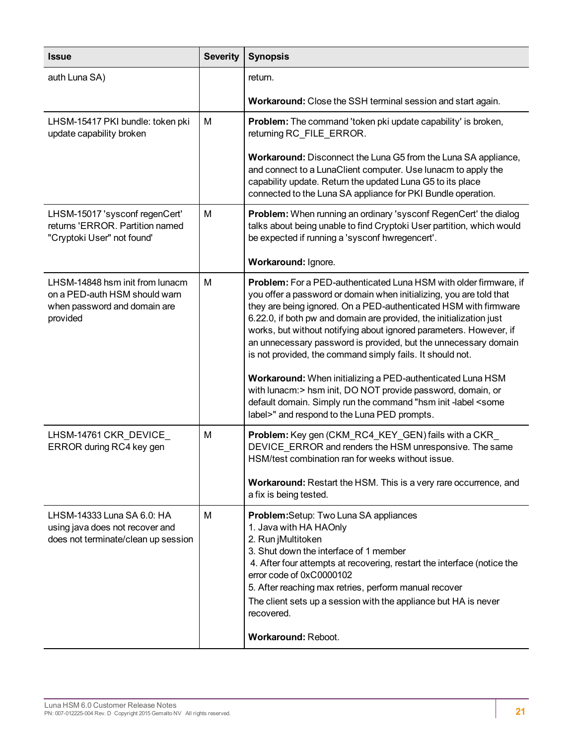| Issue | Severity | Synopsis |
|---|---|---|
| auth Luna SA) | | return.<br><br>**Workaround:** Close the SSH terminal session and start again. |
| LHSM-15417 PKI bundle: token pki update capability broken | M | **Problem:** The command 'token pki update capability' is broken, returning RC_FILE_ERROR.<br><br>**Workaround:** Disconnect the Luna G5 from the Luna SA appliance, and connect to a LunaClient computer. Use lunacm to apply the capability update. Return the updated Luna G5 to its place connected to the Luna SA appliance for PKI Bundle operation. |
| LHSM-15017 'sysconf regenCert' returns 'ERROR. Partition named "Cryptoki User" not found' | M | **Problem:** When running an ordinary 'sysconf RegenCert' the dialog talks about being unable to find Cryptoki User partition, which would be expected if running a 'sysconf hwregencert'.<br><br>**Workaround:** Ignore. |
| LHSM-14848 hsm init from lunacm on a PED-auth HSM should warn when password and domain are provided | M | **Problem:** For a PED-authenticated Luna HSM with older firmware, if you offer a password or domain when initializing, you are told that they are being ignored. On a PED-authenticated HSM with firmware 6.22.0, if both pw and domain are provided, the initialization just works, but without notifying about ignored parameters. However, if an unnecessary password is provided, but the unnecessary domain is not provided, the command simply fails. It should not.<br><br>**Workaround:** When initializing a PED-authenticated Luna HSM with lunacm:> hsm init, DO NOT provide password, domain, or default domain. Simply run the command "hsm init -label <some label>" and respond to the Luna PED prompts. |
| LHSM-14761 CKR_DEVICE_ ERROR during RC4 key gen | M | **Problem:** Key gen (CKM_RC4_KEY_GEN) fails with a CKR_ DEVICE_ERROR and renders the HSM unresponsive. The same HSM/test combination ran for weeks without issue.<br><br>**Workaround:** Restart the HSM. This is a very rare occurrence, and a fix is being tested. |
| LHSM-14333 Luna SA 6.0: HA using java does not recover and does not terminate/clean up session | M | **Problem:**Setup: Two Luna SA appliances<br>1. Java with HA HAOnly<br>2. Run jMultitoken<br>3. Shut down the interface of 1 member<br>4. After four attempts at recovering, restart the interface (notice the error code of 0xC0000102<br>5. After reaching max retries, perform manual recover<br>The client sets up a session with the appliance but HA is never recovered.<br><br>**Workaround:** Reboot. |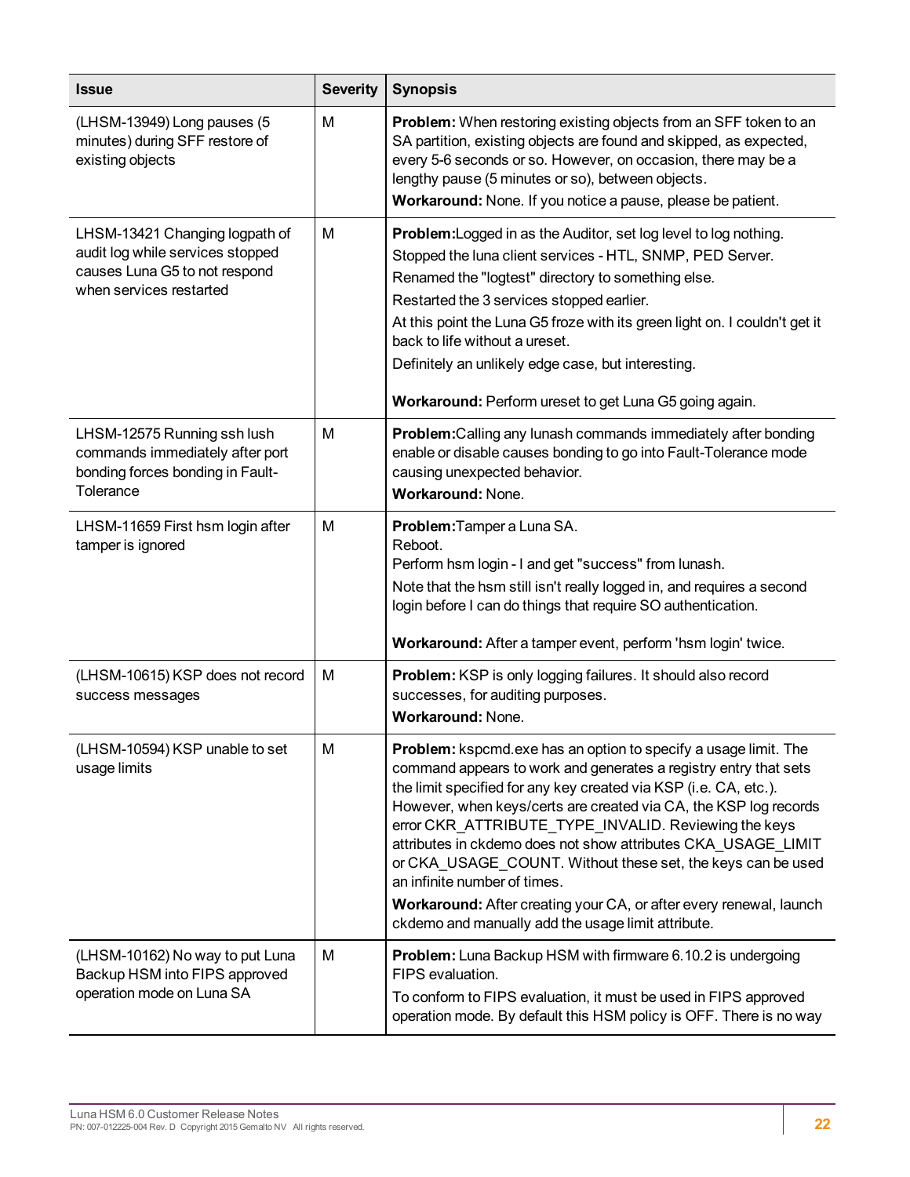| Issue | Severity | Synopsis |
|---|---|---|
| (LHSM-13949) Long pauses (5 minutes) during SFF restore of existing objects | M | **Problem:** When restoring existing objects from an SFF token to an SA partition, existing objects are found and skipped, as expected, every 5-6 seconds or so. However, on occasion, there may be a lengthy pause (5 minutes or so), between objects.<br>**Workaround:** None. If you notice a pause, please be patient. |
| LHSM-13421 Changing logpath of audit log while services stopped causes Luna G5 to not respond when services restarted | M | **Problem:**Logged in as the Auditor, set log level to log nothing.<br>Stopped the luna client services - HTL, SNMP, PED Server.<br>Renamed the "logtest" directory to something else.<br>Restarted the 3 services stopped earlier.<br>At this point the Luna G5 froze with its green light on. I couldn't get it back to life without a ureset.<br>Definitely an unlikely edge case, but interesting.<br><br>**Workaround:** Perform ureset to get Luna G5 going again. |
| LHSM-12575 Running ssh lush commands immediately after port bonding forces bonding in Fault-Tolerance | M | **Problem:**Calling any lunash commands immediately after bonding enable or disable causes bonding to go into Fault-Tolerance mode causing unexpected behavior.<br>**Workaround:** None. |
| LHSM-11659 First hsm login after tamper is ignored | M | **Problem:**Tamper a Luna SA.<br>Reboot.<br>Perform hsm login - I and get "success" from lunash.<br>Note that the hsm still isn't really logged in, and requires a second login before I can do things that require SO authentication.<br><br>**Workaround:** After a tamper event, perform 'hsm login' twice. |
| (LHSM-10615) KSP does not record success messages | M | **Problem:** KSP is only logging failures. It should also record successes, for auditing purposes.<br>**Workaround:** None. |
| (LHSM-10594) KSP unable to set usage limits | M | **Problem:** kspcmd.exe has an option to specify a usage limit. The command appears to work and generates a registry entry that sets the limit specified for any key created via KSP (i.e. CA, etc.). However, when keys/certs are created via CA, the KSP log records error CKR_ATTRIBUTE_TYPE_INVALID. Reviewing the keys attributes in ckdemo does not show attributes CKA_USAGE_LIMIT or CKA_USAGE_COUNT. Without these set, the keys can be used an infinite number of times.<br>**Workaround:** After creating your CA, or after every renewal, launch ckdemo and manually add the usage limit attribute. |
| (LHSM-10162) No way to put Luna Backup HSM into FIPS approved operation mode on Luna SA | M | **Problem:** Luna Backup HSM with firmware 6.10.2 is undergoing FIPS evaluation.<br>To conform to FIPS evaluation, it must be used in FIPS approved operation mode. By default this HSM policy is OFF. There is no way |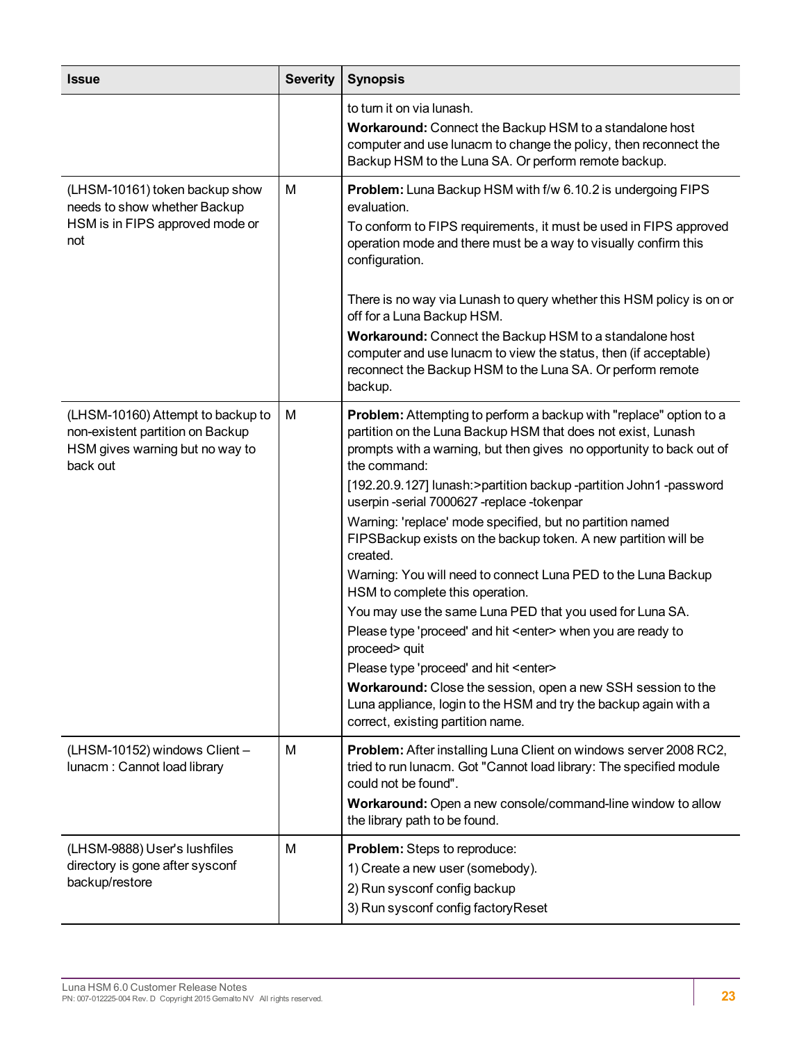| Issue | Severity | Synopsis |
| --- | --- | --- |
| | | to turn it on via lunash.<br>**Workaround:** Connect the Backup HSM to a standalone host computer and use lunacm to change the policy, then reconnect the Backup HSM to the Luna SA. Or perform remote backup. |
| (LHSM-10161) token backup show needs to show whether Backup HSM is in FIPS approved mode or not | M | **Problem:** Luna Backup HSM with f/w 6.10.2 is undergoing FIPS evaluation.<br>To conform to FIPS requirements, it must be used in FIPS approved operation mode and there must be a way to visually confirm this configuration.<br><br>There is no way via Lunash to query whether this HSM policy is on or off for a Luna Backup HSM.<br>**Workaround:** Connect the Backup HSM to a standalone host computer and use lunacm to view the status, then (if acceptable) reconnect the Backup HSM to the Luna SA. Or perform remote backup. |
| (LHSM-10160) Attempt to backup to non-existent partition on Backup HSM gives warning but no way to back out | M | **Problem:** Attempting to perform a backup with "replace" option to a partition on the Luna Backup HSM that does not exist, Lunash prompts with a warning, but then gives no opportunity to back out of the command:<br>[192.20.9.127] lunash:>partition backup -partition John1 -password userpin -serial 7000627 -replace -tokenpar<br>Warning: 'replace' mode specified, but no partition named FIPSBackup exists on the backup token. A new partition will be created.<br>Warning: You will need to connect Luna PED to the Luna Backup HSM to complete this operation.<br>You may use the same Luna PED that you used for Luna SA.<br>Please type 'proceed' and hit <enter> when you are ready to proceed> quit<br>Please type 'proceed' and hit <enter><br>**Workaround:** Close the session, open a new SSH session to the Luna appliance, login to the HSM and try the backup again with a correct, existing partition name. |
| (LHSM-10152) windows Client – lunacm : Cannot load library | M | **Problem:** After installing Luna Client on windows server 2008 RC2, tried to run lunacm. Got "Cannot load library: The specified module could not be found".<br>**Workaround:** Open a new console/command-line window to allow the library path to be found. |
| (LHSM-9888) User's lushfiles directory is gone after sysconf backup/restore | M | **Problem:** Steps to reproduce:<br>1) Create a new user (somebody).<br>2) Run sysconf config backup<br>3) Run sysconf config factoryReset |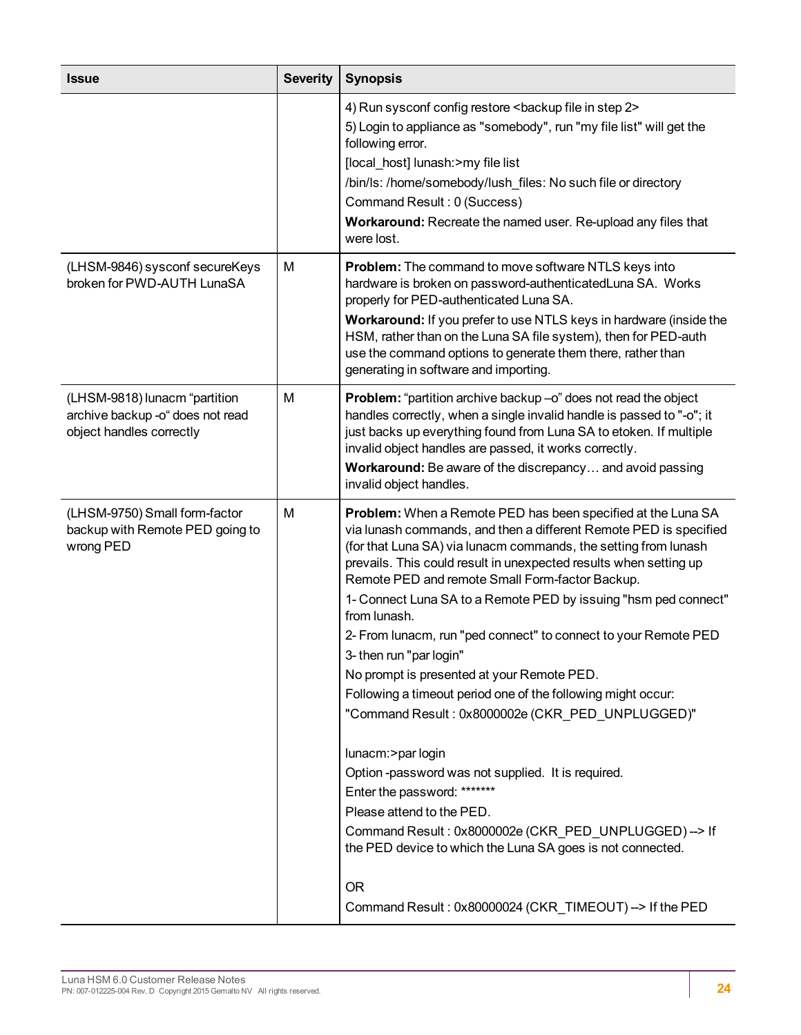| Issue | Severity | Synopsis |
|---|---|---|
| | | 4) Run sysconf config restore <backup file in step 2><br>5) Login to appliance as "somebody", run "my file list" will get the following error.<br>[local_host] lunash:>my file list<br>/bin/ls: /home/somebody/lush_files: No such file or directory<br>Command Result : 0 (Success)<br>**Workaround:** Recreate the named user. Re-upload any files that were lost. |
| (LHSM-9846) sysconf secureKeys broken for PWD-AUTH LunaSA | M | **Problem:** The command to move software NTLS keys into hardware is broken on password-authenticatedLuna SA. Works properly for PED-authenticated Luna SA.<br>**Workaround:** If you prefer to use NTLS keys in hardware (inside the HSM, rather than on the Luna SA file system), then for PED-auth use the command options to generate them there, rather than generating in software and importing. |
| (LHSM-9818) lunacm "partition archive backup -o" does not read object handles correctly | M | **Problem:** "partition archive backup –o" does not read the object handles correctly, when a single invalid handle is passed to "-o"; it just backs up everything found from Luna SA to etoken. If multiple invalid object handles are passed, it works correctly.<br>**Workaround:** Be aware of the discrepancy… and avoid passing invalid object handles. |
| (LHSM-9750) Small form-factor backup with Remote PED going to wrong PED | M | **Problem:** When a Remote PED has been specified at the Luna SA via lunash commands, and then a different Remote PED is specified (for that Luna SA) via lunacm commands, the setting from lunash prevails. This could result in unexpected results when setting up Remote PED and remote Small Form-factor Backup.<br>1- Connect Luna SA to a Remote PED by issuing "hsm ped connect" from lunash.<br>2- From lunacm, run "ped connect" to connect to your Remote PED<br>3- then run "par login"<br>No prompt is presented at your Remote PED.<br>Following a timeout period one of the following might occur:<br>"Command Result : 0x8000002e (CKR_PED_UNPLUGGED)"<br><br>lunacm:>par login<br>Option -password was not supplied. It is required.<br>Enter the password: *******<br>Please attend to the PED.<br>Command Result : 0x8000002e (CKR_PED_UNPLUGGED) --> If the PED device to which the Luna SA goes is not connected.<br><br>OR<br>Command Result : 0x80000024 (CKR_TIMEOUT) --> If the PED |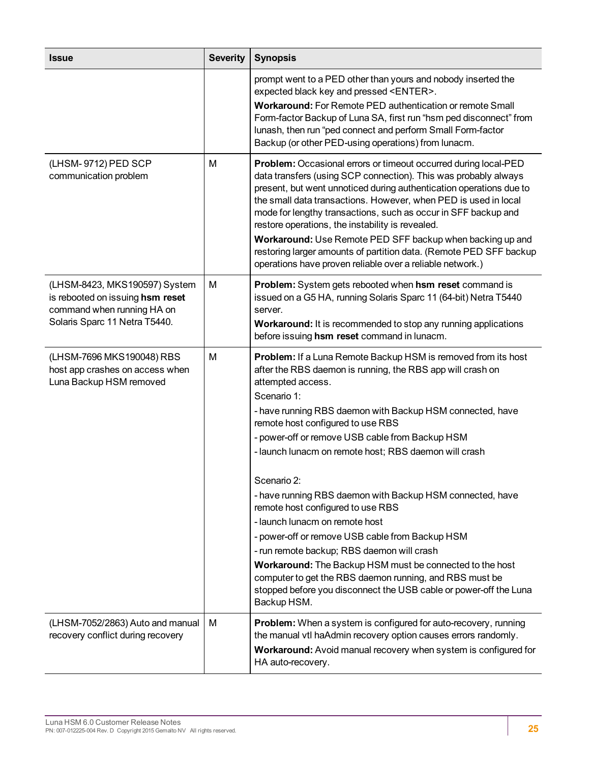| Issue | Severity | Synopsis |
| --- | --- | --- |
| | | prompt went to a PED other than yours and nobody inserted the expected black key and pressed <ENTER>.<br>**Workaround:** For Remote PED authentication or remote Small Form-factor Backup of Luna SA, first run "hsm ped disconnect" from lunash, then run "ped connect and perform Small Form-factor Backup (or other PED-using operations) from lunacm. |
| (LHSM- 9712) PED SCP communication problem | M | **Problem:** Occasional errors or timeout occurred during local-PED data transfers (using SCP connection). This was probably always present, but went unnoticed during authentication operations due to the small data transactions. However, when PED is used in local mode for lengthy transactions, such as occur in SFF backup and restore operations, the instability is revealed.<br>**Workaround:** Use Remote PED SFF backup when backing up and restoring larger amounts of partition data. (Remote PED SFF backup operations have proven reliable over a reliable network.) |
| (LHSM-8423, MKS190597) System is rebooted on issuing **hsm reset** command when running HA on Solaris Sparc 11 Netra T5440. | M | **Problem:** System gets rebooted when **hsm reset** command is issued on a G5 HA, running Solaris Sparc 11 (64-bit) Netra T5440 server.<br>**Workaround:** It is recommended to stop any running applications before issuing **hsm reset** command in lunacm. |
| (LHSM-7696 MKS190048) RBS host app crashes on access when Luna Backup HSM removed | M | **Problem:** If a Luna Remote Backup HSM is removed from its host after the RBS daemon is running, the RBS app will crash on attempted access.<br>Scenario 1:<br>- have running RBS daemon with Backup HSM connected, have remote host configured to use RBS<br>- power-off or remove USB cable from Backup HSM<br>- launch lunacm on remote host; RBS daemon will crash<br><br>Scenario 2:<br>- have running RBS daemon with Backup HSM connected, have remote host configured to use RBS<br>- launch lunacm on remote host<br>- power-off or remove USB cable from Backup HSM<br>- run remote backup; RBS daemon will crash<br>**Workaround:** The Backup HSM must be connected to the host computer to get the RBS daemon running, and RBS must be stopped before you disconnect the USB cable or power-off the Luna Backup HSM. |
| (LHSM-7052/2863) Auto and manual recovery conflict during recovery | M | **Problem:** When a system is configured for auto-recovery, running the manual vtl haAdmin recovery option causes errors randomly.<br>**Workaround:** Avoid manual recovery when system is configured for HA auto-recovery. |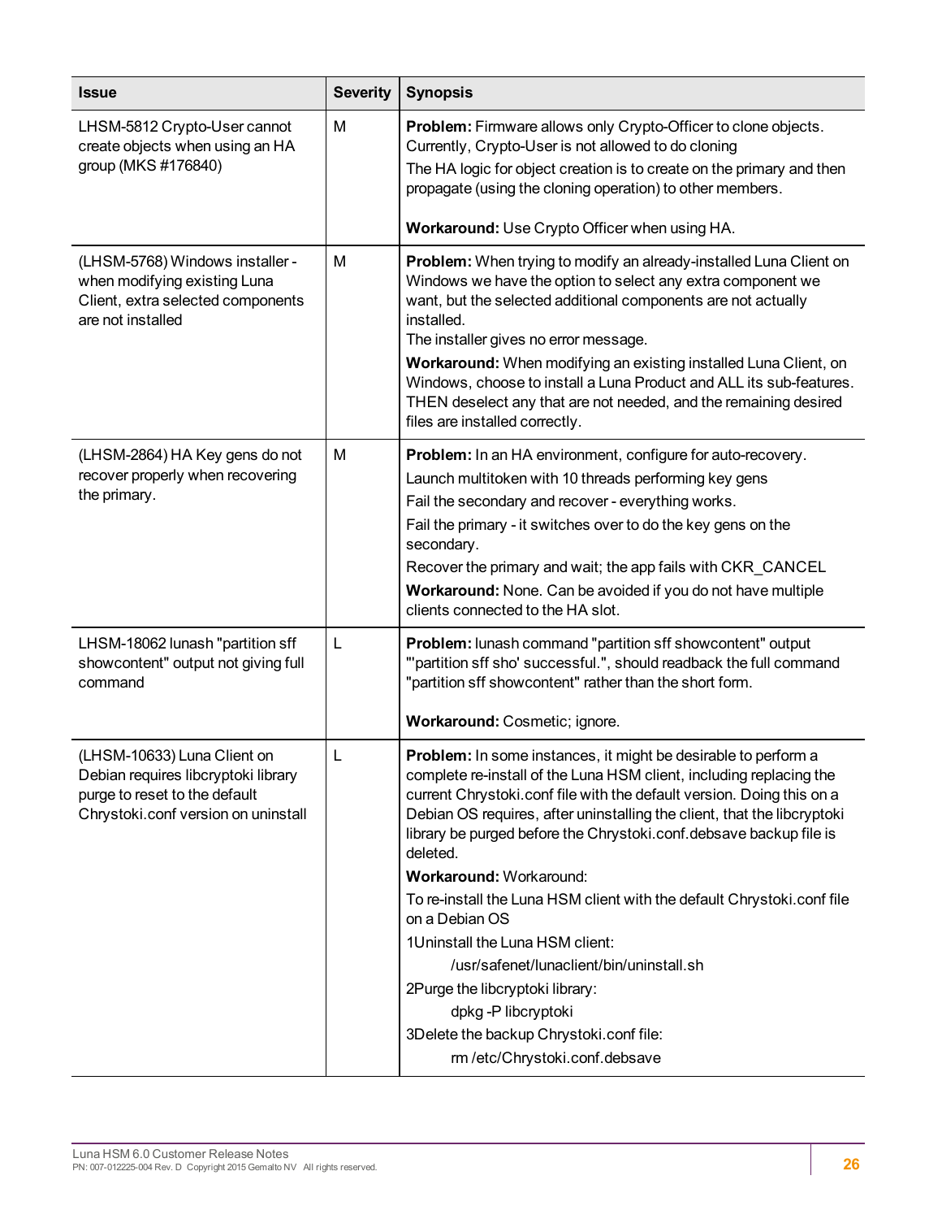| Issue | Severity | Synopsis |
|---|---|---|
| LHSM-5812 Crypto-User cannot create objects when using an HA group (MKS #176840) | M | **Problem:** Firmware allows only Crypto-Officer to clone objects. Currently, Crypto-User is not allowed to do cloning<br>The HA logic for object creation is to create on the primary and then propagate (using the cloning operation) to other members.<br><br>**Workaround:** Use Crypto Officer when using HA. |
| (LHSM-5768) Windows installer - when modifying existing Luna Client, extra selected components are not installed | M | **Problem:** When trying to modify an already-installed Luna Client on Windows we have the option to select any extra component we want, but the selected additional components are not actually installed.<br>The installer gives no error message.<br>**Workaround:** When modifying an existing installed Luna Client, on Windows, choose to install a Luna Product and ALL its sub-features. THEN deselect any that are not needed, and the remaining desired files are installed correctly. |
| (LHSM-2864) HA Key gens do not recover properly when recovering the primary. | M | **Problem:** In an HA environment, configure for auto-recovery.<br>Launch multitoken with 10 threads performing key gens<br>Fail the secondary and recover - everything works.<br>Fail the primary - it switches over to do the key gens on the secondary.<br>Recover the primary and wait; the app fails with CKR_CANCEL<br>**Workaround:** None. Can be avoided if you do not have multiple clients connected to the HA slot. |
| LHSM-18062 lunash "partition sff showcontent" output not giving full command | L | **Problem:** lunash command "partition sff showcontent" output "'partition sff sho' successful.", should readback the full command "partition sff showcontent" rather than the short form.<br><br>**Workaround:** Cosmetic; ignore. |
| (LHSM-10633) Luna Client on Debian requires libcryptoki library purge to reset to the default Chrystoki.conf version on uninstall | L | **Problem:** In some instances, it might be desirable to perform a complete re-install of the Luna HSM client, including replacing the current Chrystoki.conf file with the default version. Doing this on a Debian OS requires, after uninstalling the client, that the libcryptoki library be purged before the Chrystoki.conf.debsave backup file is deleted.<br>**Workaround:** Workaround:<br>To re-install the Luna HSM client with the default Chrystoki.conf file on a Debian OS<br>1Uninstall the Luna HSM client:<br>/usr/safenet/lunaclient/bin/uninstall.sh<br>2Purge the libcryptoki library:<br>dpkg -P libcryptoki<br>3Delete the backup Chrystoki.conf file:<br>rm /etc/Chrystoki.conf.debsave |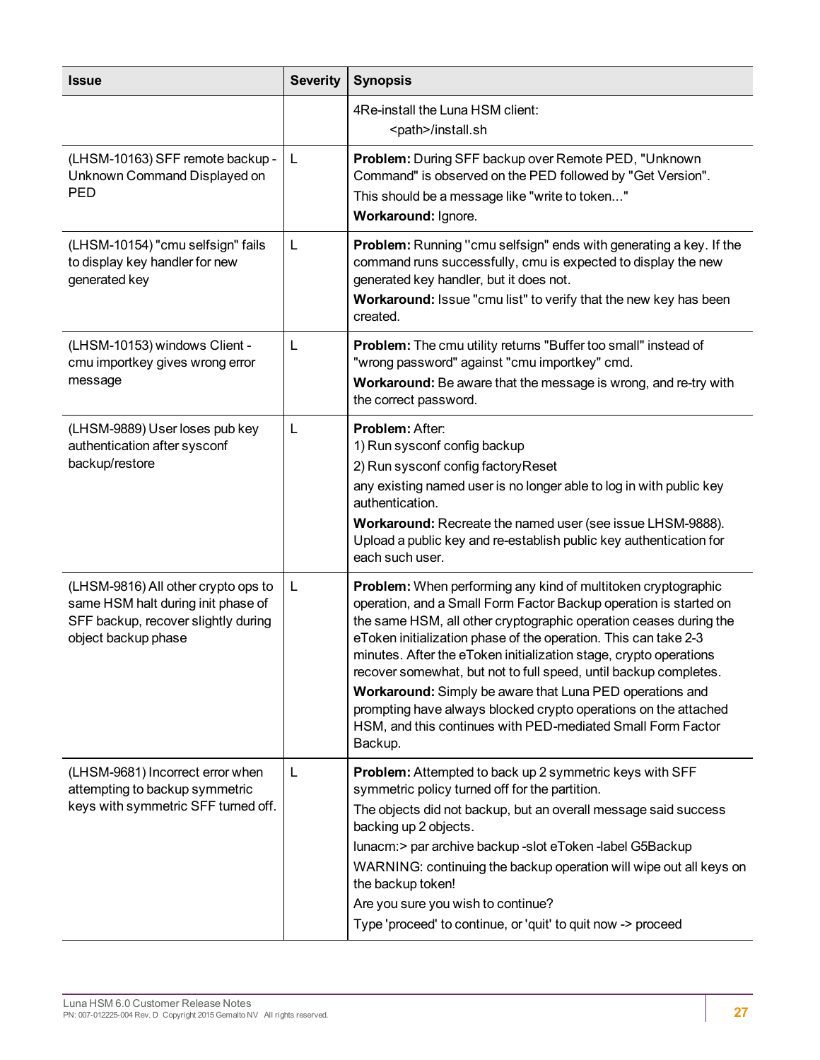| Issue | Severity | Synopsis |
|---|---|---|
| | | 4Re-install the Luna HSM client:<br>&nbsp;&nbsp;&nbsp;&nbsp;&nbsp;&nbsp;&nbsp;&nbsp;<path>/install.sh |
| (LHSM-10163) SFF remote backup - Unknown Command Displayed on PED | L | **Problem:** During SFF backup over Remote PED, "Unknown Command" is observed on the PED followed by "Get Version".<br>This should be a message like "write to token..."<br>**Workaround:** Ignore. |
| (LHSM-10154) "cmu selfsign" fails to display key handler for new generated key | L | **Problem:** Running "cmu selfsign" ends with generating a key. If the command runs successfully, cmu is expected to display the new generated key handler, but it does not.<br>**Workaround:** Issue "cmu list" to verify that the new key has been created. |
| (LHSM-10153) windows Client - cmu importkey gives wrong error message | L | **Problem:** The cmu utility returns "Buffer too small" instead of "wrong password" against "cmu importkey" cmd.<br>**Workaround:** Be aware that the message is wrong, and re-try with the correct password. |
| (LHSM-9889) User loses pub key authentication after sysconf backup/restore | L | **Problem:** After:<br>1) Run sysconf config backup<br>2) Run sysconf config factoryReset<br>any existing named user is no longer able to log in with public key authentication.<br>**Workaround:** Recreate the named user (see issue LHSM-9888). Upload a public key and re-establish public key authentication for each such user. |
| (LHSM-9816) All other crypto ops to same HSM halt during init phase of SFF backup, recover slightly during object backup phase | L | **Problem:** When performing any kind of multitoken cryptographic operation, and a Small Form Factor Backup operation is started on the same HSM, all other cryptographic operation ceases during the eToken initialization phase of the operation. This can take 2-3 minutes. After the eToken initialization stage, crypto operations recover somewhat, but not to full speed, until backup completes.<br>**Workaround:** Simply be aware that Luna PED operations and prompting have always blocked crypto operations on the attached HSM, and this continues with PED-mediated Small Form Factor Backup. |
| (LHSM-9681) Incorrect error when attempting to backup symmetric keys with symmetric SFF turned off. | L | **Problem:** Attempted to back up 2 symmetric keys with SFF symmetric policy turned off for the partition.<br>The objects did not backup, but an overall message said success backing up 2 objects.<br>lunacm:> par archive backup -slot eToken -label G5Backup<br>WARNING: continuing the backup operation will wipe out all keys on the backup token!<br>Are you sure you wish to continue?<br>Type 'proceed' to continue, or 'quit' to quit now -> proceed |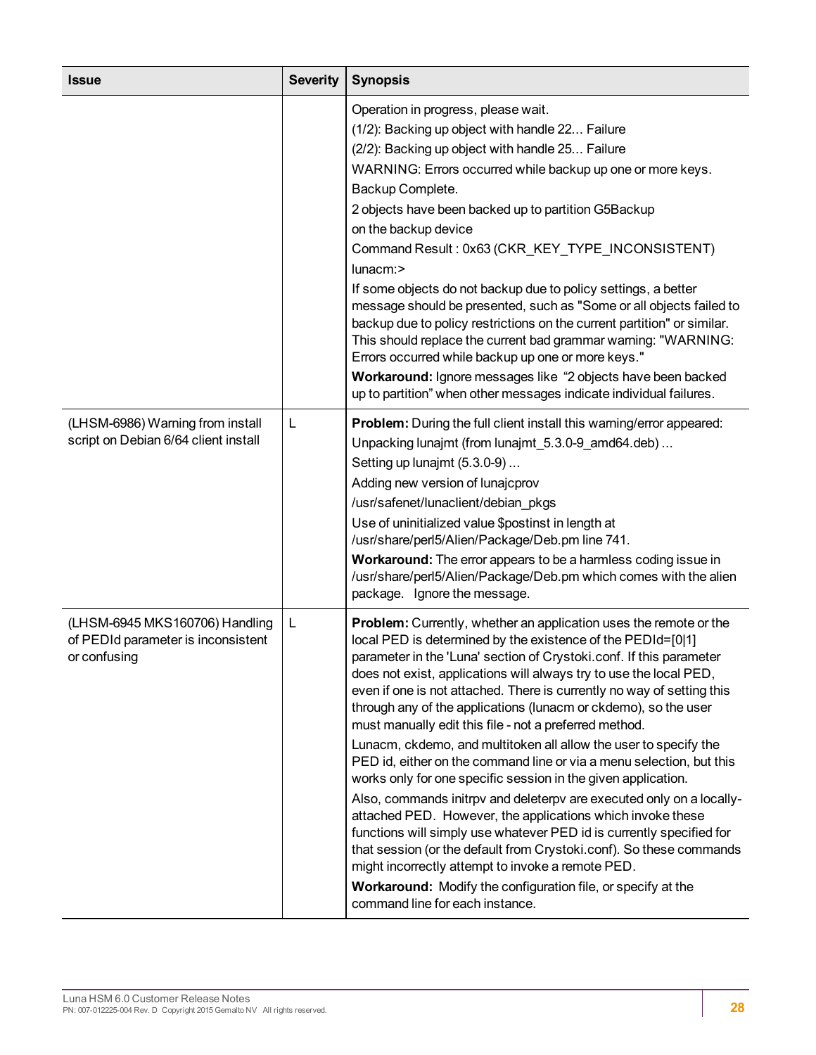| Issue | Severity | Synopsis |
|---|---|---|
| | | Operation in progress, please wait.<br>(1/2): Backing up object with handle 22... Failure<br>(2/2): Backing up object with handle 25... Failure<br>WARNING: Errors occurred while backup up one or more keys.<br>Backup Complete.<br>2 objects have been backed up to partition G5Backup<br>on the backup device<br>Command Result : 0x63 (CKR_KEY_TYPE_INCONSISTENT)<br>lunacm:><br>If some objects do not backup due to policy settings, a better message should be presented, such as "Some or all objects failed to backup due to policy restrictions on the current partition" or similar. This should replace the current bad grammar warning: "WARNING: Errors occurred while backup up one or more keys."<br>**Workaround:** Ignore messages like "2 objects have been backed up to partition" when other messages indicate individual failures. |
| (LHSM-6986) Warning from install script on Debian 6/64 client install | L | **Problem:** During the full client install this warning/error appeared:<br>Unpacking lunajmt (from lunajmt_5.3.0-9_amd64.deb) ...<br>Setting up lunajmt (5.3.0-9) ...<br>Adding new version of lunajcprov<br>/usr/safenet/lunaclient/debian_pkgs<br>Use of uninitialized value $postinst in length at /usr/share/perl5/Alien/Package/Deb.pm line 741.<br>**Workaround:** The error appears to be a harmless coding issue in /usr/share/perl5/Alien/Package/Deb.pm which comes with the alien package. Ignore the message. |
| (LHSM-6945 MKS160706) Handling of PEDId parameter is inconsistent or confusing | L | **Problem:** Currently, whether an application uses the remote or the local PED is determined by the existence of the PEDId=[0\|1] parameter in the 'Luna' section of Crystoki.conf. If this parameter does not exist, applications will always try to use the local PED, even if one is not attached. There is currently no way of setting this through any of the applications (lunacm or ckdemo), so the user must manually edit this file - not a preferred method.<br>Lunacm, ckdemo, and multitoken all allow the user to specify the PED id, either on the command line or via a menu selection, but this works only for one specific session in the given application.<br>Also, commands initrpv and deleterpv are executed only on a locally-attached PED. However, the applications which invoke these functions will simply use whatever PED id is currently specified for that session (or the default from Crystoki.conf). So these commands might incorrectly attempt to invoke a remote PED.<br>**Workaround:** Modify the configuration file, or specify at the command line for each instance. |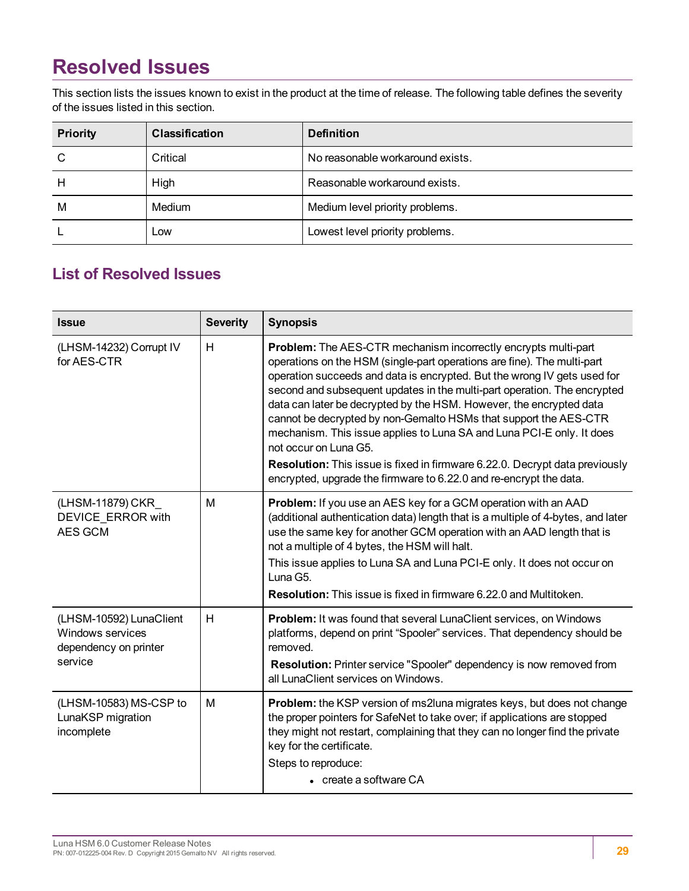# Resolved Issues

This section lists the issues known to exist in the product at the time of release. The following table defines the severity of the issues listed in this section.

| Priority | Classification | Definition |
| --- | --- | --- |
| C | Critical | No reasonable workaround exists. |
| H | High | Reasonable workaround exists. |
| M | Medium | Medium level priority problems. |
| L | Low | Lowest level priority problems. |

## List of Resolved Issues

| Issue | Severity | Synopsis |
| --- | --- | --- |
| (LHSM-14232) Corrupt IV for AES-CTR | H | **Problem:** The AES-CTR mechanism incorrectly encrypts multi-part operations on the HSM (single-part operations are fine). The multi-part operation succeeds and data is encrypted. But the wrong IV gets used for second and subsequent updates in the multi-part operation. The encrypted data can later be decrypted by the HSM. However, the encrypted data cannot be decrypted by non-Gemalto HSMs that support the AES-CTR mechanism. This issue applies to Luna SA and Luna PCI-E only. It does not occur on Luna G5.<br>**Resolution:** This issue is fixed in firmware 6.22.0. Decrypt data previously encrypted, upgrade the firmware to 6.22.0 and re-encrypt the data. |
| (LHSM-11879) CKR_ DEVICE_ERROR with AES GCM | M | **Problem:** If you use an AES key for a GCM operation with an AAD (additional authentication data) length that is a multiple of 4-bytes, and later use the same key for another GCM operation with an AAD length that is not a multiple of 4 bytes, the HSM will halt.<br>This issue applies to Luna SA and Luna PCI-E only. It does not occur on Luna G5.<br>**Resolution:** This issue is fixed in firmware 6.22.0 and Multitoken. |
| (LHSM-10592) LunaClient Windows services dependency on printer service | H | **Problem:** It was found that several LunaClient services, on Windows platforms, depend on print “Spooler” services. That dependency should be removed.<br>**Resolution:** Printer service "Spooler" dependency is now removed from all LunaClient services on Windows. |
| (LHSM-10583) MS-CSP to LunaKSP migration incomplete | M | **Problem:** the KSP version of ms2luna migrates keys, but does not change the proper pointers for SafeNet to take over; if applications are stopped they might not restart, complaining that they can no longer find the private key for the certificate.<br>Steps to reproduce:<br>• create a software CA |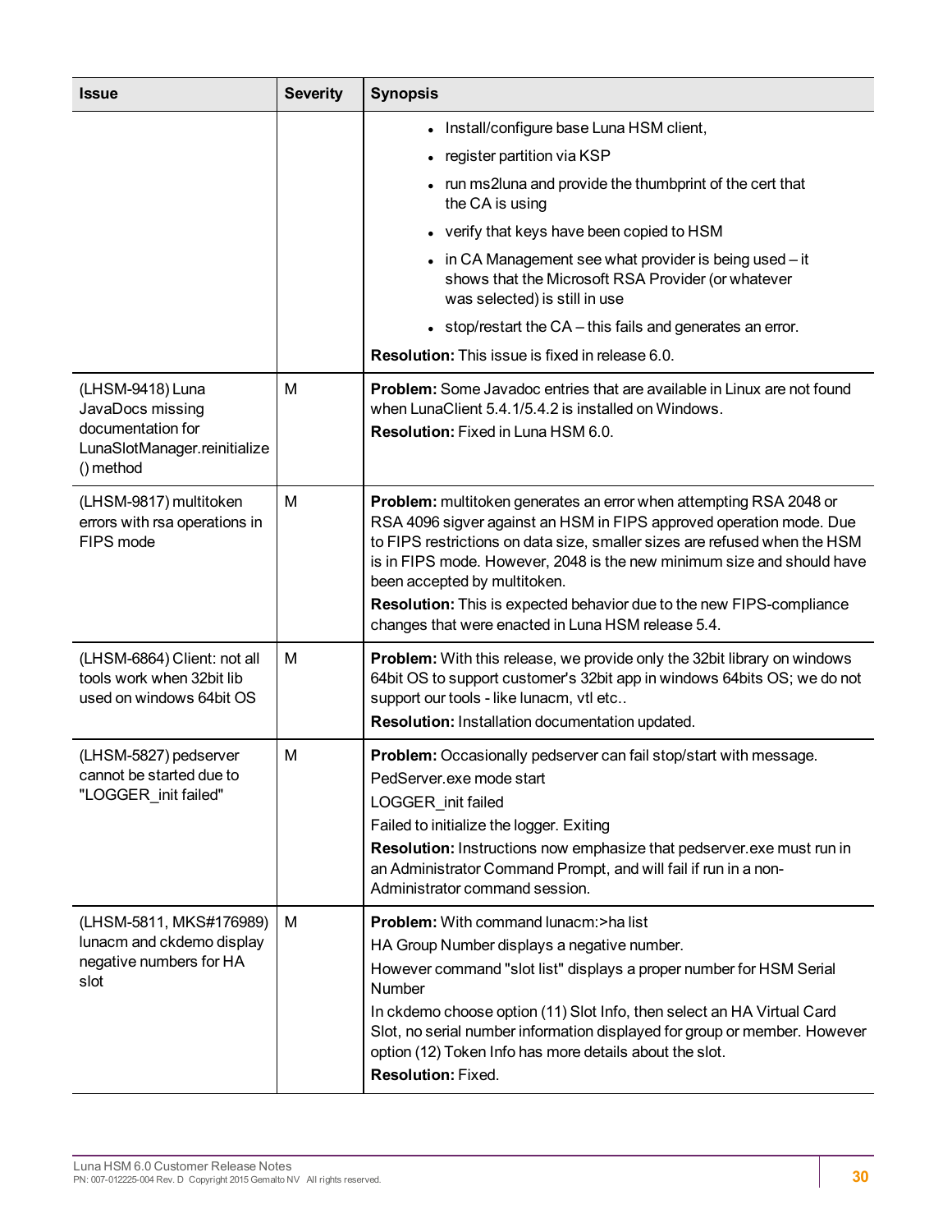| Issue | Severity | Synopsis |
|---|---|---|
| | | • Install/configure base Luna HSM client,<br>• register partition via KSP<br>• run ms2luna and provide the thumbprint of the cert that the CA is using<br>• verify that keys have been copied to HSM<br>• in CA Management see what provider is being used – it shows that the Microsoft RSA Provider (or whatever was selected) is still in use<br>• stop/restart the CA – this fails and generates an error.<br>**Resolution:** This issue is fixed in release 6.0. |
| (LHSM-9418) Luna JavaDocs missing documentation for LunaSlotManager.reinitialize() method | M | **Problem:** Some Javadoc entries that are available in Linux are not found when LunaClient 5.4.1/5.4.2 is installed on Windows.<br>**Resolution:** Fixed in Luna HSM 6.0. |
| (LHSM-9817) multitoken errors with rsa operations in FIPS mode | M | **Problem:** multitoken generates an error when attempting RSA 2048 or RSA 4096 sigver against an HSM in FIPS approved operation mode. Due to FIPS restrictions on data size, smaller sizes are refused when the HSM is in FIPS mode. However, 2048 is the new minimum size and should have been accepted by multitoken.<br>**Resolution:** This is expected behavior due to the new FIPS-compliance changes that were enacted in Luna HSM release 5.4. |
| (LHSM-6864) Client: not all tools work when 32bit lib used on windows 64bit OS | M | **Problem:** With this release, we provide only the 32bit library on windows 64bit OS to support customer's 32bit app in windows 64bits OS; we do not support our tools - like lunacm, vtl etc..<br>**Resolution:** Installation documentation updated. |
| (LHSM-5827) pedserver cannot be started due to "LOGGER_init failed" | M | **Problem:** Occasionally pedserver can fail stop/start with message.<br>PedServer.exe mode start<br>LOGGER_init failed<br>Failed to initialize the logger. Exiting<br>**Resolution:** Instructions now emphasize that pedserver.exe must run in an Administrator Command Prompt, and will fail if run in a non-Administrator command session. |
| (LHSM-5811, MKS#176989) lunacm and ckdemo display negative numbers for HA slot | M | **Problem:** With command lunacm:>ha list<br>HA Group Number displays a negative number.<br>However command "slot list" displays a proper number for HSM Serial Number<br>In ckdemo choose option (11) Slot Info, then select an HA Virtual Card Slot, no serial number information displayed for group or member. However option (12) Token Info has more details about the slot.<br>**Resolution:** Fixed. |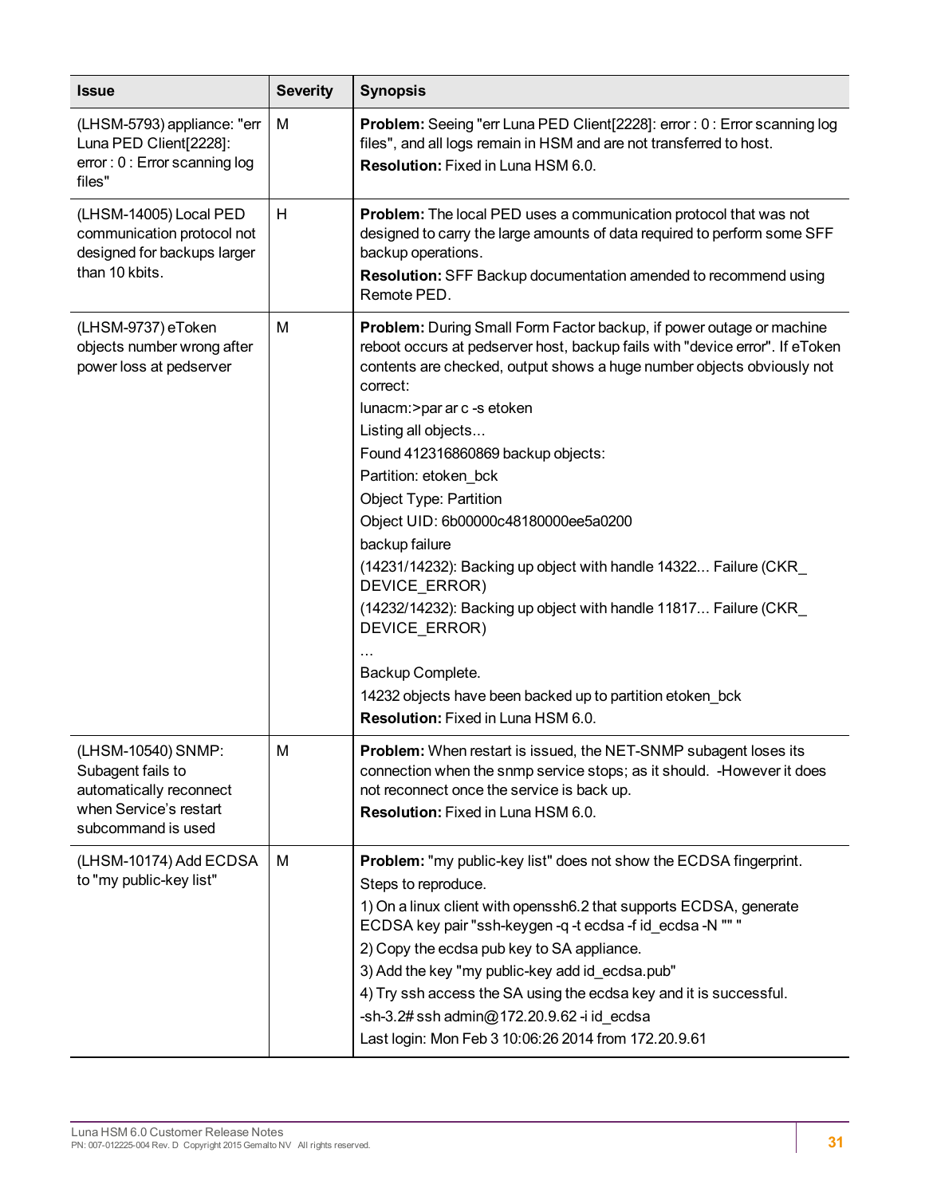| Issue | Severity | Synopsis |
|---|---|---|
| (LHSM-5793) appliance: "err Luna PED Client[2228]: error : 0 : Error scanning log files" | M | **Problem:** Seeing "err Luna PED Client[2228]: error : 0 : Error scanning log files", and all logs remain in HSM and are not transferred to host.<br>**Resolution:** Fixed in Luna HSM 6.0. |
| (LHSM-14005) Local PED communication protocol not designed for backups larger than 10 kbits. | H | **Problem:** The local PED uses a communication protocol that was not designed to carry the large amounts of data required to perform some SFF backup operations.<br>**Resolution:** SFF Backup documentation amended to recommend using Remote PED. |
| (LHSM-9737) eToken objects number wrong after power loss at pedserver | M | **Problem:** During Small Form Factor backup, if power outage or machine reboot occurs at pedserver host, backup fails with "device error". If eToken contents are checked, output shows a huge number objects obviously not correct:<br>lunacm:>par ar c -s etoken<br>Listing all objects...<br>Found 412316860869 backup objects:<br>Partition: etoken_bck<br>Object Type: Partition<br>Object UID: 6b00000c48180000ee5a0200<br>backup failure<br>(14231/14232): Backing up object with handle 14322... Failure (CKR_DEVICE_ERROR)<br>(14232/14232): Backing up object with handle 11817... Failure (CKR_DEVICE_ERROR)<br>...<br>Backup Complete.<br>14232 objects have been backed up to partition etoken_bck<br>**Resolution:** Fixed in Luna HSM 6.0. |
| (LHSM-10540) SNMP: Subagent fails to automatically reconnect when Service's restart subcommand is used | M | **Problem:** When restart is issued, the NET-SNMP subagent loses its connection when the snmp service stops; as it should. -However it does not reconnect once the service is back up.<br>**Resolution:** Fixed in Luna HSM 6.0. |
| (LHSM-10174) Add ECDSA to "my public-key list" | M | **Problem:** "my public-key list" does not show the ECDSA fingerprint.<br>Steps to reproduce.<br>1) On a linux client with openssh6.2 that supports ECDSA, generate ECDSA key pair "ssh-keygen -q -t ecdsa -f id_ecdsa -N "" "<br>2) Copy the ecdsa pub key to SA appliance.<br>3) Add the key "my public-key add id_ecdsa.pub"<br>4) Try ssh access the SA using the ecdsa key and it is successful.<br>-sh-3.2# ssh admin@172.20.9.62 -i id_ecdsa<br>Last login: Mon Feb 3 10:06:26 2014 from 172.20.9.61 |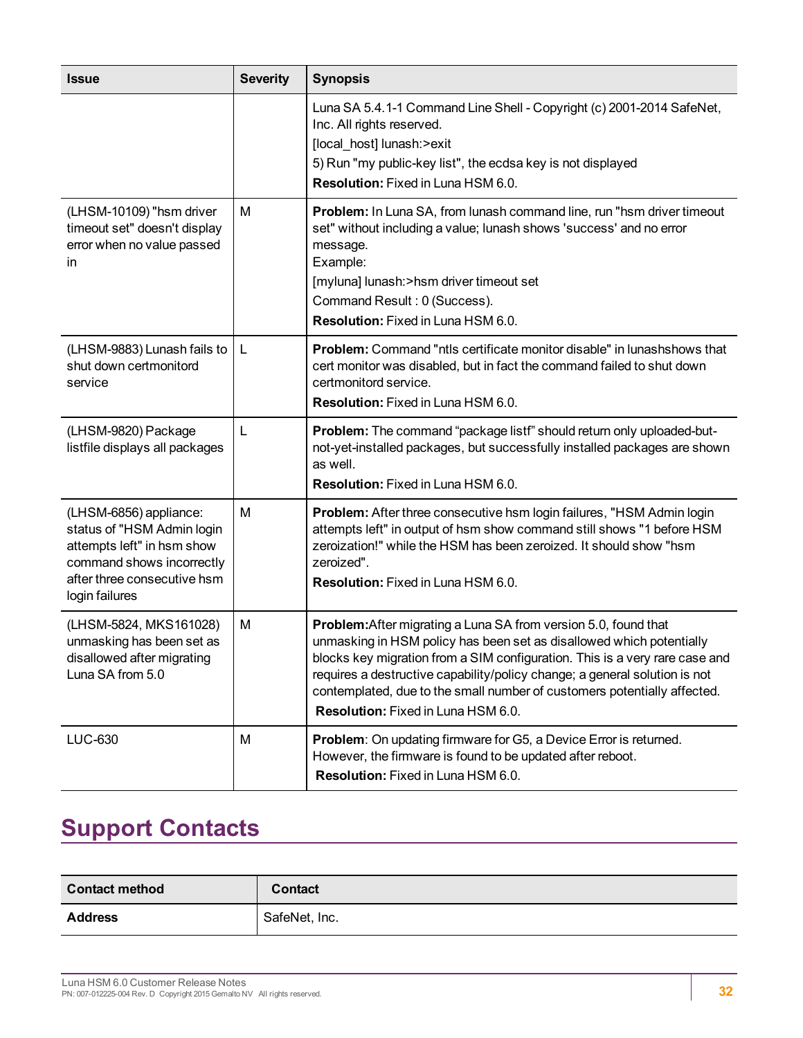| Issue | Severity | Synopsis |
|---|---|---|
| | | Luna SA 5.4.1-1 Command Line Shell - Copyright (c) 2001-2014 SafeNet, Inc. All rights reserved.<br>[local_host] lunash:>exit<br>5) Run "my public-key list", the ecdsa key is not displayed<br>**Resolution:** Fixed in Luna HSM 6.0. |
| (LHSM-10109) "hsm driver timeout set" doesn't display error when no value passed in | M | **Problem:** In Luna SA, from lunash command line, run "hsm driver timeout set" without including a value; lunash shows 'success' and no error message.<br>Example:<br>[myluna] lunash:>hsm driver timeout set<br>Command Result : 0 (Success).<br>**Resolution:** Fixed in Luna HSM 6.0. |
| (LHSM-9883) Lunash fails to shut down certmonitord service | L | **Problem:** Command "ntls certificate monitor disable" in lunashshows that cert monitor was disabled, but in fact the command failed to shut down certmonitord service.<br>**Resolution:** Fixed in Luna HSM 6.0. |
| (LHSM-9820) Package listfile displays all packages | L | **Problem:** The command “package listf” should return only uploaded-but-not-yet-installed packages, but successfully installed packages are shown as well.<br>**Resolution:** Fixed in Luna HSM 6.0. |
| (LHSM-6856) appliance: status of "HSM Admin login attempts left" in hsm show command shows incorrectly after three consecutive hsm login failures | M | **Problem:** After three consecutive hsm login failures, "HSM Admin login attempts left" in output of hsm show command still shows "1 before HSM zeroization!" while the HSM has been zeroized. It should show "hsm zeroized".<br>**Resolution:** Fixed in Luna HSM 6.0. |
| (LHSM-5824, MKS161028) unmasking has been set as disallowed after migrating Luna SA from 5.0 | M | **Problem:**After migrating a Luna SA from version 5.0, found that unmasking in HSM policy has been set as disallowed which potentially blocks key migration from a SIM configuration. This is a very rare case and requires a destructive capability/policy change; a general solution is not contemplated, due to the small number of customers potentially affected.<br>**Resolution:** Fixed in Luna HSM 6.0. |
| LUC-630 | M | **Problem**: On updating firmware for G5, a Device Error is returned. However, the firmware is found to be updated after reboot.<br>**Resolution:** Fixed in Luna HSM 6.0. |

## Support Contacts

| Contact method | Contact |
|---|---|
| **Address** | SafeNet, Inc. |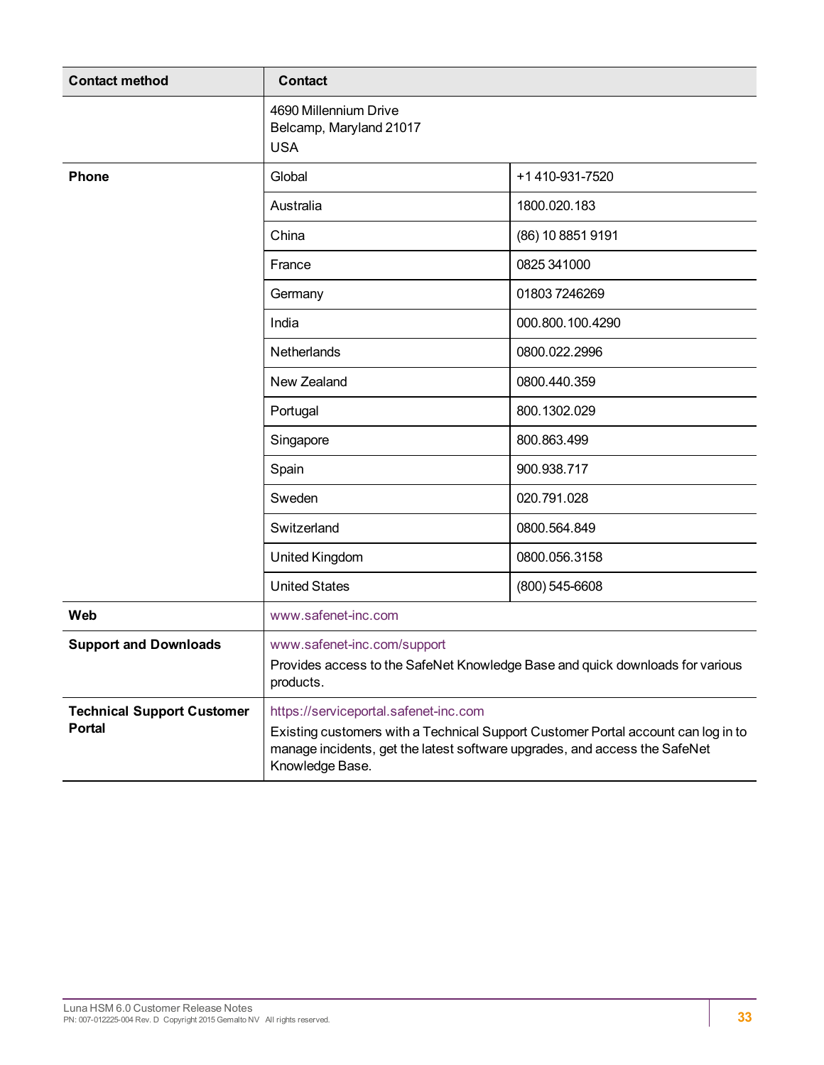| Contact method | Contact | |
|---|---|---|
| | 4690 Millennium Drive<br>Belcamp, Maryland 21017<br>USA | |
| **Phone** | Global | +1 410-931-7520 |
| | Australia | 1800.020.183 |
| | China | (86) 10 8851 9191 |
| | France | 0825 341000 |
| | Germany | 01803 7246269 |
| | India | 000.800.100.4290 |
| | Netherlands | 0800.022.2996 |
| | New Zealand | 0800.440.359 |
| | Portugal | 800.1302.029 |
| | Singapore | 800.863.499 |
| | Spain | 900.938.717 |
| | Sweden | 020.791.028 |
| | Switzerland | 0800.564.849 |
| | United Kingdom | 0800.056.3158 |
| | United States | (800) 545-6608 |
| **Web** | www.safenet-inc.com | |
| **Support and Downloads** | www.safenet-inc.com/support<br>Provides access to the SafeNet Knowledge Base and quick downloads for various products. | |
| **Technical Support Customer Portal** | https://serviceportal.safenet-inc.com<br>Existing customers with a Technical Support Customer Portal account can log in to manage incidents, get the latest software upgrades, and access the SafeNet Knowledge Base. | |